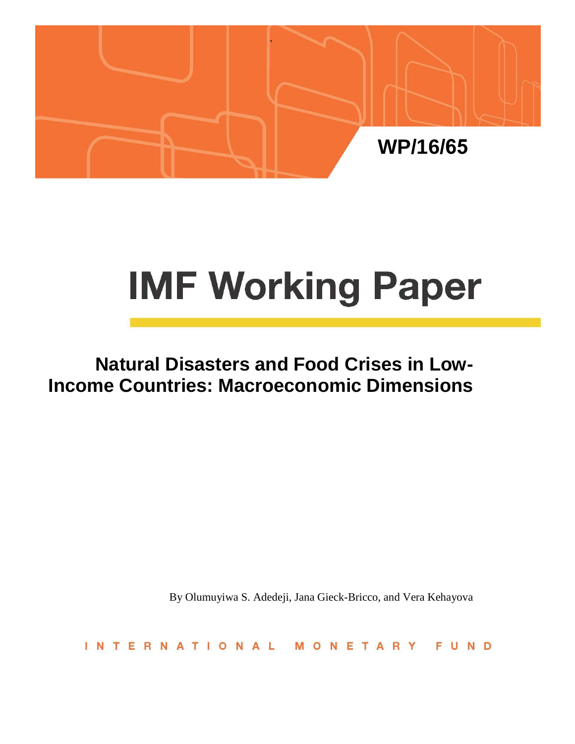WP/16/65

# IMF Working Paper

## Natural Disasters and Food Crises in Low-Income Countries: Macroeconomic Dimensions

By Olumuyiwa S. Adedeji, Jana Gieck-Bricco, and Vera Kehayova

INTERNATIONAL MONETARY FUND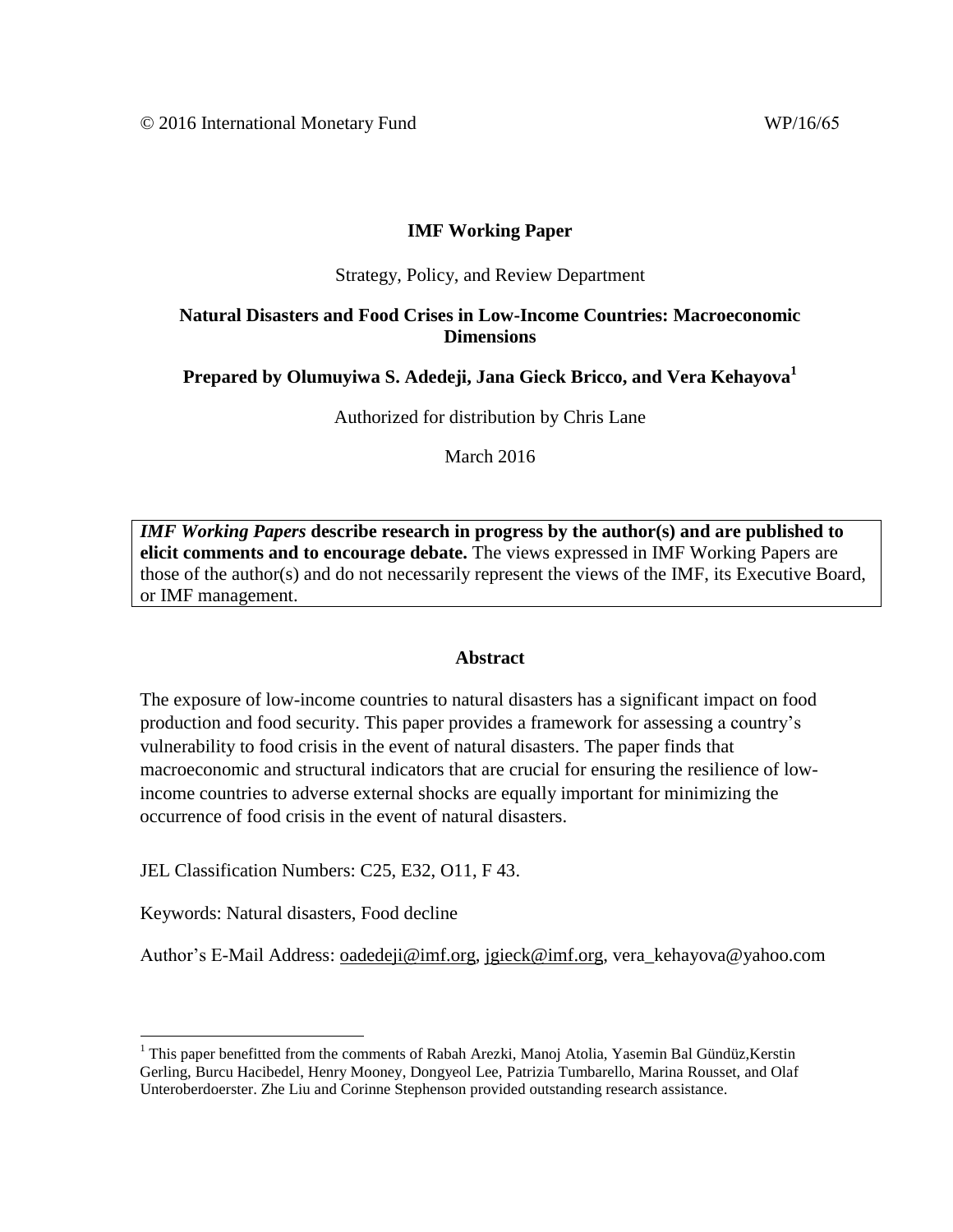© 2016 International Monetary Fund WP/16/65

**IMF Working Paper**

Strategy, Policy, and Review Department

**Natural Disasters and Food Crises in Low-Income Countries: Macroeconomic Dimensions**

**Prepared by Olumuyiwa S. Adedeji, Jana Gieck Bricco, and Vera Kehayova[1]**

Authorized for distribution by Chris Lane

March 2016

***IMF Working Papers* describe research in progress by the author(s) and are published to elicit comments and to encourage debate.** The views expressed in IMF Working Papers are those of the author(s) and do not necessarily represent the views of the IMF, its Executive Board, or IMF management.

**Abstract**

The exposure of low-income countries to natural disasters has a significant impact on food production and food security. This paper provides a framework for assessing a country's vulnerability to food crisis in the event of natural disasters. The paper finds that macroeconomic and structural indicators that are crucial for ensuring the resilience of low-income countries to adverse external shocks are equally important for minimizing the occurrence of food crisis in the event of natural disasters.

JEL Classification Numbers: C25, E32, O11, F 43.

Keywords: Natural disasters, Food decline

Author's E-Mail Address: oadedeji@imf.org, jgieck@imf.org, vera_kehayova@yahoo.com

[1] This paper benefitted from the comments of Rabah Arezki, Manoj Atolia, Yasemin Bal Gündüz,Kerstin Gerling, Burcu Hacibedel, Henry Mooney, Dongyeol Lee, Patrizia Tumbarello, Marina Rousset, and Olaf Unteroberdoerster. Zhe Liu and Corinne Stephenson provided outstanding research assistance.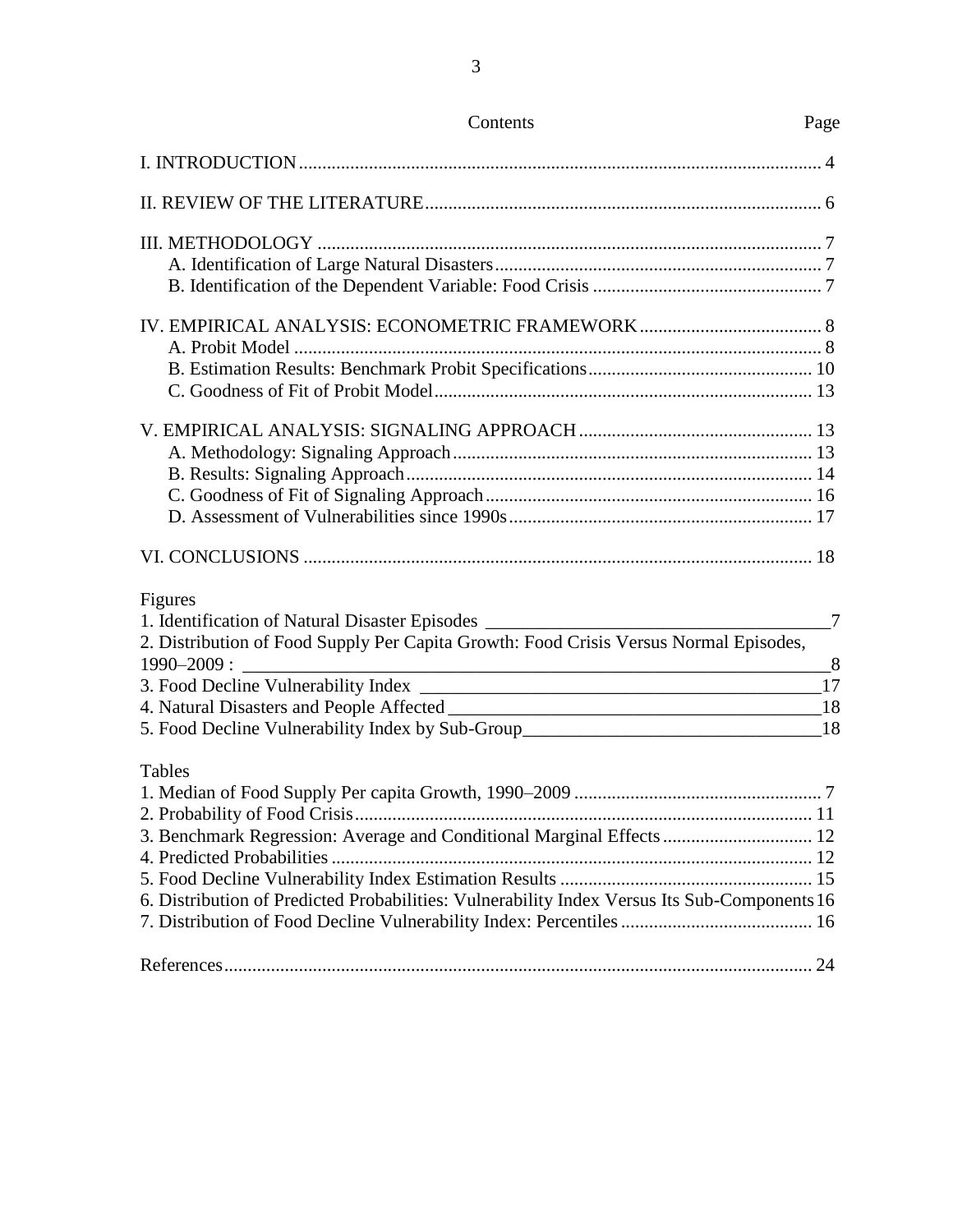# Contents

| Contents | Page |
|---|---|
| I. INTRODUCTION | 4 |
| II. REVIEW OF THE LITERATURE | 6 |
| III. METHODOLOGY | 7 |
| A. Identification of Large Natural Disasters | 7 |
| B. Identification of the Dependent Variable: Food Crisis | 7 |
| IV. EMPIRICAL ANALYSIS: ECONOMETRIC FRAMEWORK | 8 |
| A. Probit Model | 8 |
| B. Estimation Results: Benchmark Probit Specifications | 10 |
| C. Goodness of Fit of Probit Model | 13 |
| V. EMPIRICAL ANALYSIS: SIGNALING APPROACH | 13 |
| A. Methodology: Signaling Approach | 13 |
| B. Results: Signaling Approach | 14 |
| C. Goodness of Fit of Signaling Approach | 16 |
| D. Assessment of Vulnerabilities since 1990s | 17 |
| VI. CONCLUSIONS | 18 |

Figures

| | |
|---|---|
| 1. Identification of Natural Disaster Episodes | 7 |
| 2. Distribution of Food Supply Per Capita Growth: Food Crisis Versus Normal Episodes, 1990–2009 : | 8 |
| 3. Food Decline Vulnerability Index | 17 |
| 4. Natural Disasters and People Affected | 18 |
| 5. Food Decline Vulnerability Index by Sub-Group | 18 |

Tables

| | |
|---|---|
| 1. Median of Food Supply Per capita Growth, 1990–2009 | 7 |
| 2. Probability of Food Crisis | 11 |
| 3. Benchmark Regression: Average and Conditional Marginal Effects | 12 |
| 4. Predicted Probabilities | 12 |
| 5. Food Decline Vulnerability Index Estimation Results | 15 |
| 6. Distribution of Predicted Probabilities: Vulnerability Index Versus Its Sub-Components | 16 |
| 7. Distribution of Food Decline Vulnerability Index: Percentiles | 16 |

| | |
|---|---|
| References | 24 |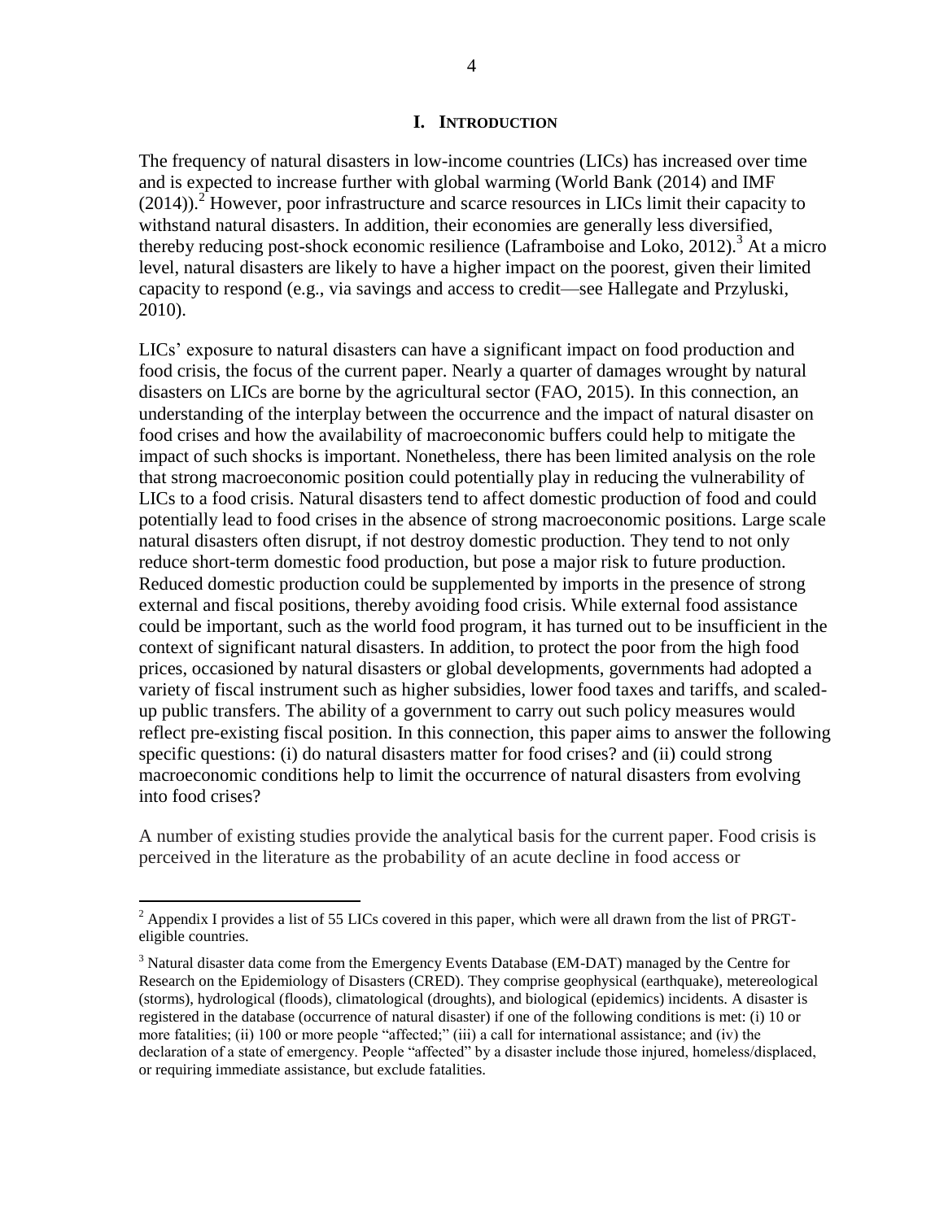# I. Introduction

The frequency of natural disasters in low-income countries (LICs) has increased over time and is expected to increase further with global warming (World Bank (2014) and IMF (2014)).[2] However, poor infrastructure and scarce resources in LICs limit their capacity to withstand natural disasters. In addition, their economies are generally less diversified, thereby reducing post-shock economic resilience (Laframboise and Loko, 2012).[3] At a micro level, natural disasters are likely to have a higher impact on the poorest, given their limited capacity to respond (e.g., via savings and access to credit—see Hallegate and Przyluski, 2010).

LICs' exposure to natural disasters can have a significant impact on food production and food crisis, the focus of the current paper. Nearly a quarter of damages wrought by natural disasters on LICs are borne by the agricultural sector (FAO, 2015). In this connection, an understanding of the interplay between the occurrence and the impact of natural disaster on food crises and how the availability of macroeconomic buffers could help to mitigate the impact of such shocks is important. Nonetheless, there has been limited analysis on the role that strong macroeconomic position could potentially play in reducing the vulnerability of LICs to a food crisis. Natural disasters tend to affect domestic production of food and could potentially lead to food crises in the absence of strong macroeconomic positions. Large scale natural disasters often disrupt, if not destroy domestic production. They tend to not only reduce short-term domestic food production, but pose a major risk to future production. Reduced domestic production could be supplemented by imports in the presence of strong external and fiscal positions, thereby avoiding food crisis. While external food assistance could be important, such as the world food program, it has turned out to be insufficient in the context of significant natural disasters. In addition, to protect the poor from the high food prices, occasioned by natural disasters or global developments, governments had adopted a variety of fiscal instrument such as higher subsidies, lower food taxes and tariffs, and scaled-up public transfers. The ability of a government to carry out such policy measures would reflect pre-existing fiscal position. In this connection, this paper aims to answer the following specific questions: (i) do natural disasters matter for food crises? and (ii) could strong macroeconomic conditions help to limit the occurrence of natural disasters from evolving into food crises?

A number of existing studies provide the analytical basis for the current paper. Food crisis is perceived in the literature as the probability of an acute decline in food access or

---

[2] Appendix I provides a list of 55 LICs covered in this paper, which were all drawn from the list of PRGT-eligible countries.

[3] Natural disaster data come from the Emergency Events Database (EM-DAT) managed by the Centre for Research on the Epidemiology of Disasters (CRED). They comprise geophysical (earthquake), metereological (storms), hydrological (floods), climatological (droughts), and biological (epidemics) incidents. A disaster is registered in the database (occurrence of natural disaster) if one of the following conditions is met: (i) 10 or more fatalities; (ii) 100 or more people "affected;" (iii) a call for international assistance; and (iv) the declaration of a state of emergency. People "affected" by a disaster include those injured, homeless/displaced, or requiring immediate assistance, but exclude fatalities.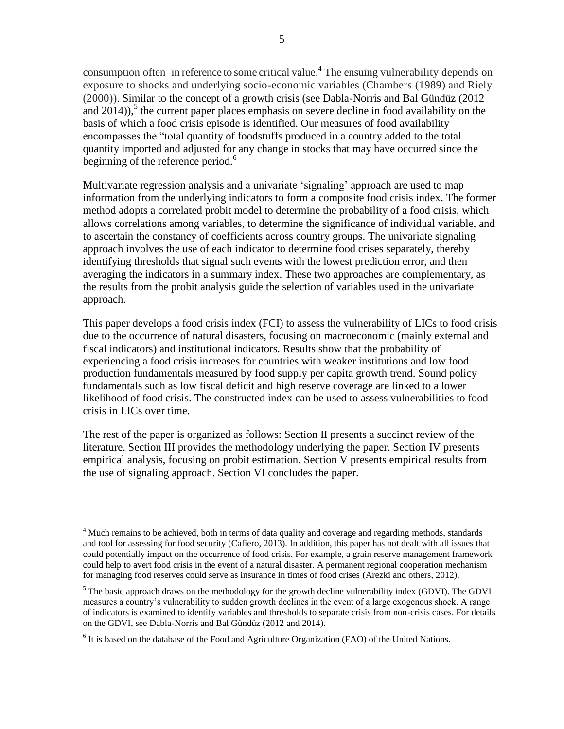consumption often in reference to some critical value.[4] The ensuing vulnerability depends on exposure to shocks and underlying socio-economic variables (Chambers (1989) and Riely (2000)). Similar to the concept of a growth crisis (see Dabla-Norris and Bal Gündüz (2012 and 2014)),[5] the current paper places emphasis on severe decline in food availability on the basis of which a food crisis episode is identified. Our measures of food availability encompasses the "total quantity of foodstuffs produced in a country added to the total quantity imported and adjusted for any change in stocks that may have occurred since the beginning of the reference period.[6]

Multivariate regression analysis and a univariate 'signaling' approach are used to map information from the underlying indicators to form a composite food crisis index. The former method adopts a correlated probit model to determine the probability of a food crisis, which allows correlations among variables, to determine the significance of individual variable, and to ascertain the constancy of coefficients across country groups. The univariate signaling approach involves the use of each indicator to determine food crises separately, thereby identifying thresholds that signal such events with the lowest prediction error, and then averaging the indicators in a summary index. These two approaches are complementary, as the results from the probit analysis guide the selection of variables used in the univariate approach.

This paper develops a food crisis index (FCI) to assess the vulnerability of LICs to food crisis due to the occurrence of natural disasters, focusing on macroeconomic (mainly external and fiscal indicators) and institutional indicators. Results show that the probability of experiencing a food crisis increases for countries with weaker institutions and low food production fundamentals measured by food supply per capita growth trend. Sound policy fundamentals such as low fiscal deficit and high reserve coverage are linked to a lower likelihood of food crisis. The constructed index can be used to assess vulnerabilities to food crisis in LICs over time.

The rest of the paper is organized as follows: Section II presents a succinct review of the literature. Section III provides the methodology underlying the paper. Section IV presents empirical analysis, focusing on probit estimation. Section V presents empirical results from the use of signaling approach. Section VI concludes the paper.

---

[4] Much remains to be achieved, both in terms of data quality and coverage and regarding methods, standards and tool for assessing for food security (Cafiero, 2013). In addition, this paper has not dealt with all issues that could potentially impact on the occurrence of food crisis. For example, a grain reserve management framework could help to avert food crisis in the event of a natural disaster. A permanent regional cooperation mechanism for managing food reserves could serve as insurance in times of food crises (Arezki and others, 2012).

[5] The basic approach draws on the methodology for the growth decline vulnerability index (GDVI). The GDVI measures a country's vulnerability to sudden growth declines in the event of a large exogenous shock. A range of indicators is examined to identify variables and thresholds to separate crisis from non-crisis cases. For details on the GDVI, see Dabla-Norris and Bal Gündüz (2012 and 2014).

[6] It is based on the database of the Food and Agriculture Organization (FAO) of the United Nations.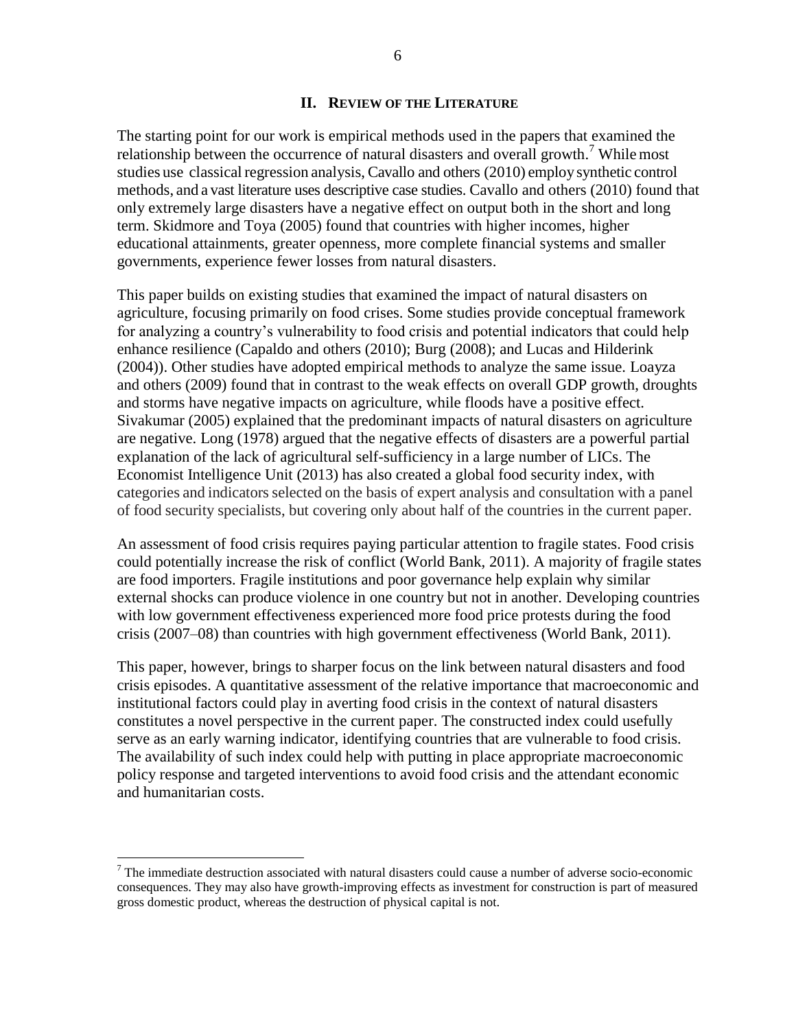## II. Review of the Literature

The starting point for our work is empirical methods used in the papers that examined the relationship between the occurrence of natural disasters and overall growth.[7] While most studies use classical regression analysis, Cavallo and others (2010) employ synthetic control methods, and a vast literature uses descriptive case studies. Cavallo and others (2010) found that only extremely large disasters have a negative effect on output both in the short and long term. Skidmore and Toya (2005) found that countries with higher incomes, higher educational attainments, greater openness, more complete financial systems and smaller governments, experience fewer losses from natural disasters.

This paper builds on existing studies that examined the impact of natural disasters on agriculture, focusing primarily on food crises. Some studies provide conceptual framework for analyzing a country's vulnerability to food crisis and potential indicators that could help enhance resilience (Capaldo and others (2010); Burg (2008); and Lucas and Hilderink (2004)). Other studies have adopted empirical methods to analyze the same issue. Loayza and others (2009) found that in contrast to the weak effects on overall GDP growth, droughts and storms have negative impacts on agriculture, while floods have a positive effect. Sivakumar (2005) explained that the predominant impacts of natural disasters on agriculture are negative. Long (1978) argued that the negative effects of disasters are a powerful partial explanation of the lack of agricultural self-sufficiency in a large number of LICs. The Economist Intelligence Unit (2013) has also created a global food security index, with categories and indicators selected on the basis of expert analysis and consultation with a panel of food security specialists, but covering only about half of the countries in the current paper.

An assessment of food crisis requires paying particular attention to fragile states. Food crisis could potentially increase the risk of conflict (World Bank, 2011). A majority of fragile states are food importers. Fragile institutions and poor governance help explain why similar external shocks can produce violence in one country but not in another. Developing countries with low government effectiveness experienced more food price protests during the food crisis (2007–08) than countries with high government effectiveness (World Bank, 2011).

This paper, however, brings to sharper focus on the link between natural disasters and food crisis episodes. A quantitative assessment of the relative importance that macroeconomic and institutional factors could play in averting food crisis in the context of natural disasters constitutes a novel perspective in the current paper. The constructed index could usefully serve as an early warning indicator, identifying countries that are vulnerable to food crisis. The availability of such index could help with putting in place appropriate macroeconomic policy response and targeted interventions to avoid food crisis and the attendant economic and humanitarian costs.

---

[7] The immediate destruction associated with natural disasters could cause a number of adverse socio-economic consequences. They may also have growth-improving effects as investment for construction is part of measured gross domestic product, whereas the destruction of physical capital is not.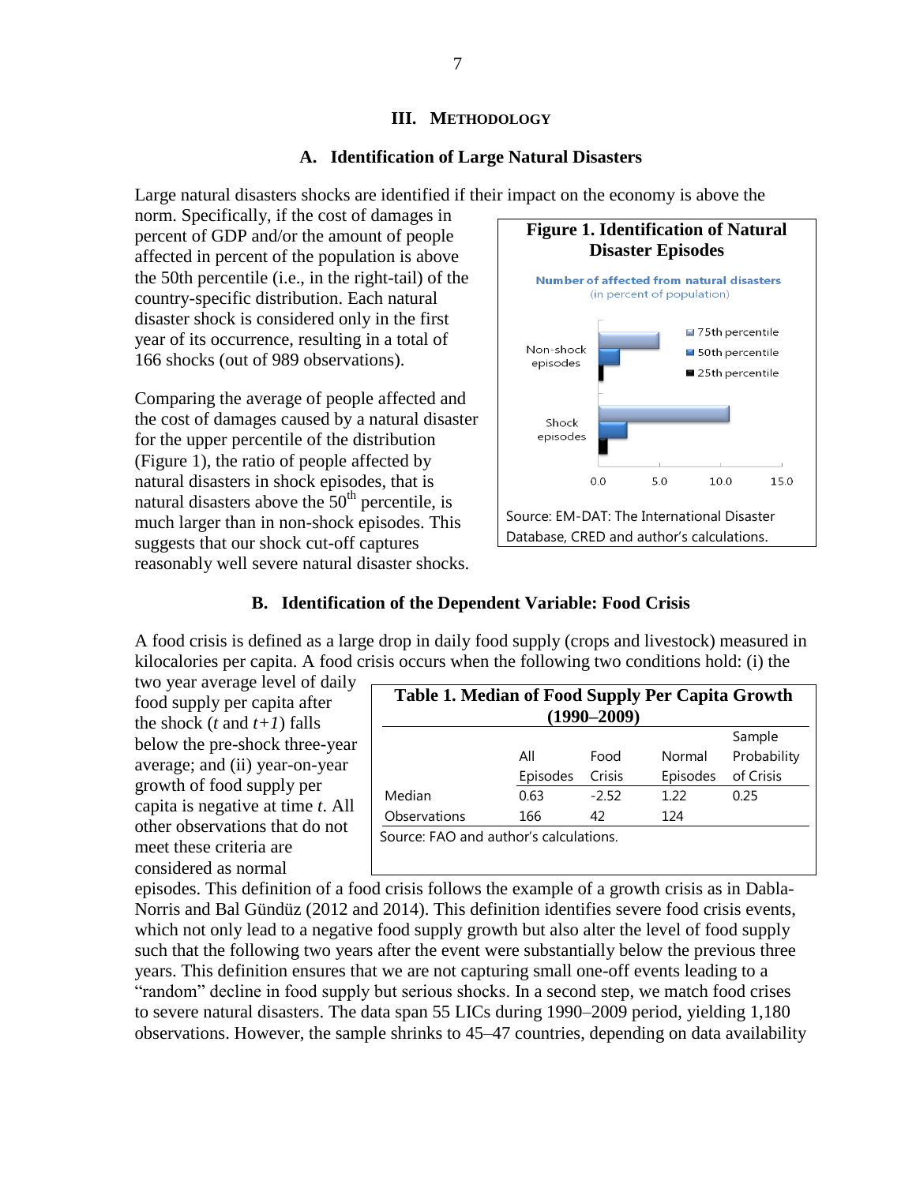## III. METHODOLOGY

### A. Identification of Large Natural Disasters

Large natural disasters shocks are identified if their impact on the economy is above the norm. Specifically, if the cost of damages in percent of GDP and/or the amount of people affected in percent of the population is above the 50th percentile (i.e., in the right-tail) of the country-specific distribution. Each natural disaster shock is considered only in the first year of its occurrence, resulting in a total of 166 shocks (out of 989 observations).

**Figure 1. Identification of Natural Disaster Episodes**

Number of affected from natural disasters (in percent of population)

Source: EM-DAT: The International Disaster Database, CRED and author's calculations.

Comparing the average of people affected and the cost of damages caused by a natural disaster for the upper percentile of the distribution (Figure 1), the ratio of people affected by natural disasters in shock episodes, that is natural disasters above the 50th percentile, is much larger than in non-shock episodes. This suggests that our shock cut-off captures reasonably well severe natural disaster shocks.

### B. Identification of the Dependent Variable: Food Crisis

A food crisis is defined as a large drop in daily food supply (crops and livestock) measured in kilocalories per capita. A food crisis occurs when the following two conditions hold: (i) the two year average level of daily food supply per capita after the shock ($t$ and $t+1$) falls below the pre-shock three-year average; and (ii) year-on-year growth of food supply per capita is negative at time $t$. All other observations that do not meet these criteria are considered as normal episodes. This definition of a food crisis follows the example of a growth crisis as in Dabla-Norris and Bal Gündüz (2012 and 2014). This definition identifies severe food crisis events, which not only lead to a negative food supply growth but also alter the level of food supply such that the following two years after the event were substantially below the previous three years. This definition ensures that we are not capturing small one-off events leading to a "random" decline in food supply but serious shocks. In a second step, we match food crises to severe natural disasters. The data span 55 LICs during 1990–2009 period, yielding 1,180 observations. However, the sample shrinks to 45–47 countries, depending on data availability

**Table 1. Median of Food Supply Per Capita Growth (1990–2009)**

| | All Episodes | Food Crisis | Normal Episodes | Sample Probability of Crisis |
|---|---|---|---|---|
| Median | 0.63 | -2.52 | 1.22 | 0.25 |
| Observations | 166 | 42 | 124 | |

Source: FAO and author's calculations.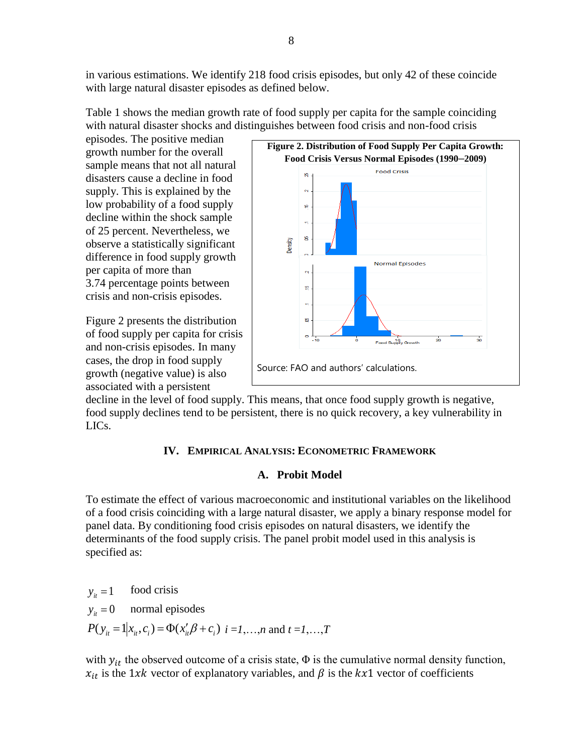in various estimations. We identify 218 food crisis episodes, but only 42 of these coincide with large natural disaster episodes as defined below.

Table 1 shows the median growth rate of food supply per capita for the sample coinciding with natural disaster shocks and distinguishes between food crisis and non-food crisis episodes. The positive median growth number for the overall sample means that not all natural disasters cause a decline in food supply. This is explained by the low probability of a food supply decline within the shock sample of 25 percent. Nevertheless, we observe a statistically significant difference in food supply growth per capita of more than 3.74 percentage points between crisis and non-crisis episodes.

Figure 2 presents the distribution of food supply per capita for crisis and non-crisis episodes. In many cases, the drop in food supply growth (negative value) is also associated with a persistent decline in the level of food supply. This means, that once food supply growth is negative, food supply declines tend to be persistent, there is no quick recovery, a key vulnerability in LICs.

**Figure 2. Distribution of Food Supply Per Capita Growth: Food Crisis Versus Normal Episodes (1990–2009)**

Source: FAO and authors' calculations.

## IV. Empirical Analysis: Econometric Framework

### A. Probit Model

To estimate the effect of various macroeconomic and institutional variables on the likelihood of a food crisis coinciding with a large natural disaster, we apply a binary response model for panel data. By conditioning food crisis episodes on natural disasters, we identify the determinants of the food supply crisis. The panel probit model used in this analysis is specified as:

$y_{it} = 1$ food crisis

$y_{it} = 0$ normal episodes

$$P(y_{it} = 1 | x_{it}, c_i) = \Phi(x'_{it}\beta + c_i) \quad i = 1,\dots,n \text{ and } t = 1,\dots,T$$

with $y_{it}$ the observed outcome of a crisis state, $\Phi$ is the cumulative normal density function, $x_{it}$ is the $1xk$ vector of explanatory variables, and $\beta$ is the $kx1$ vector of coefficients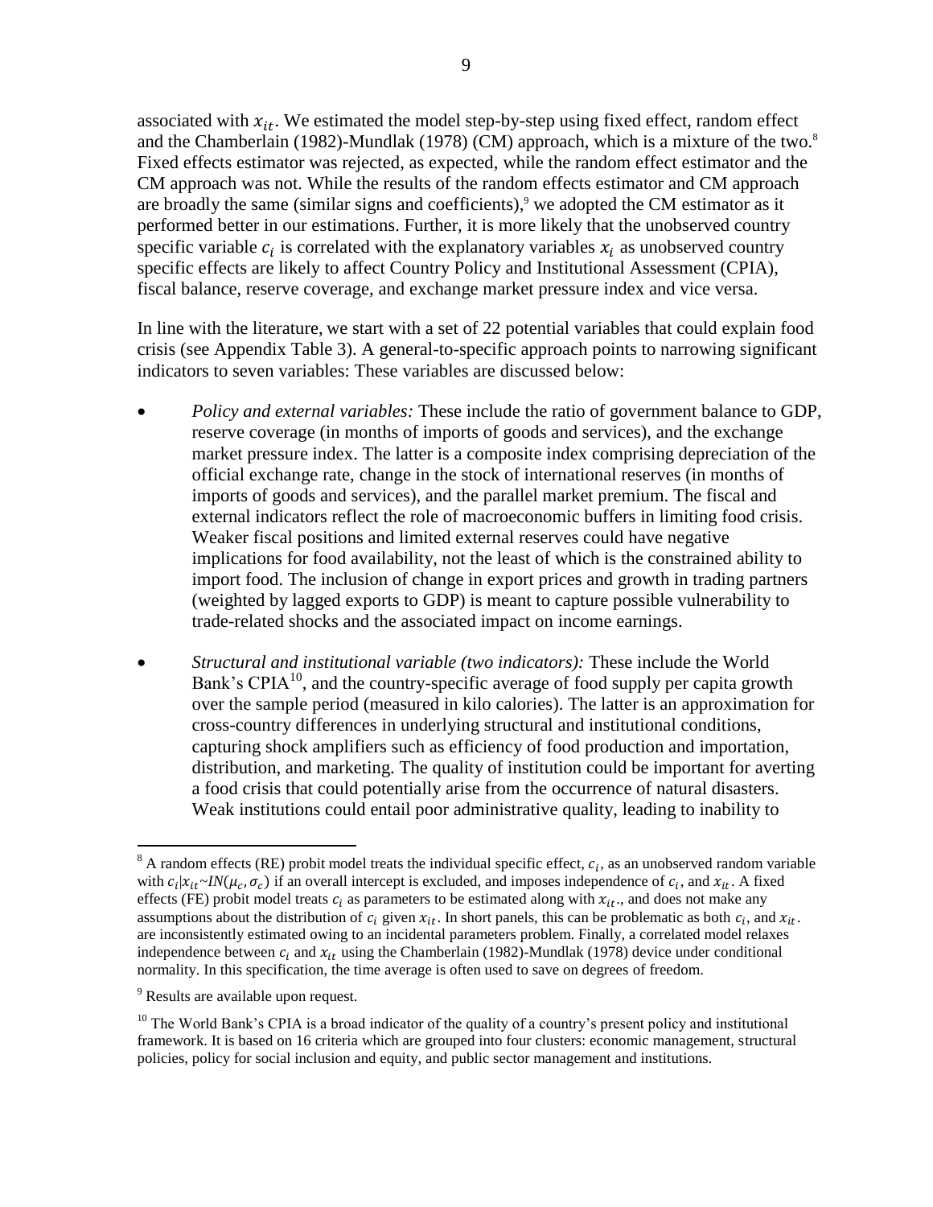associated with $x_{it}$. We estimated the model step-by-step using fixed effect, random effect and the Chamberlain (1982)-Mundlak (1978) (CM) approach, which is a mixture of the two.[8] Fixed effects estimator was rejected, as expected, while the random effect estimator and the CM approach was not. While the results of the random effects estimator and CM approach are broadly the same (similar signs and coefficients),[9] we adopted the CM estimator as it performed better in our estimations. Further, it is more likely that the unobserved country specific variable $c_i$ is correlated with the explanatory variables $x_i$ as unobserved country specific effects are likely to affect Country Policy and Institutional Assessment (CPIA), fiscal balance, reserve coverage, and exchange market pressure index and vice versa.

In line with the literature, we start with a set of 22 potential variables that could explain food crisis (see Appendix Table 3). A general-to-specific approach points to narrowing significant indicators to seven variables: These variables are discussed below:

- *Policy and external variables:* These include the ratio of government balance to GDP, reserve coverage (in months of imports of goods and services), and the exchange market pressure index. The latter is a composite index comprising depreciation of the official exchange rate, change in the stock of international reserves (in months of imports of goods and services), and the parallel market premium. The fiscal and external indicators reflect the role of macroeconomic buffers in limiting food crisis. Weaker fiscal positions and limited external reserves could have negative implications for food availability, not the least of which is the constrained ability to import food. The inclusion of change in export prices and growth in trading partners (weighted by lagged exports to GDP) is meant to capture possible vulnerability to trade-related shocks and the associated impact on income earnings.
- *Structural and institutional variable (two indicators):* These include the World Bank's CPIA[10], and the country-specific average of food supply per capita growth over the sample period (measured in kilo calories). The latter is an approximation for cross-country differences in underlying structural and institutional conditions, capturing shock amplifiers such as efficiency of food production and importation, distribution, and marketing. The quality of institution could be important for averting a food crisis that could potentially arise from the occurrence of natural disasters. Weak institutions could entail poor administrative quality, leading to inability to

---

[8] A random effects (RE) probit model treats the individual specific effect, $c_i$, as an unobserved random variable with $c_i|x_{it} \sim IN(\mu_c, \sigma_c)$ if an overall intercept is excluded, and imposes independence of $c_i$, and $x_{it}$. A fixed effects (FE) probit model treats $c_i$ as parameters to be estimated along with $x_{it}$., and does not make any assumptions about the distribution of $c_i$ given $x_{it}$. In short panels, this can be problematic as both $c_i$, and $x_{it}$. are inconsistently estimated owing to an incidental parameters problem. Finally, a correlated model relaxes independence between $c_i$ and $x_{it}$ using the Chamberlain (1982)-Mundlak (1978) device under conditional normality. In this specification, the time average is often used to save on degrees of freedom.

[9] Results are available upon request.

[10] The World Bank's CPIA is a broad indicator of the quality of a country's present policy and institutional framework. It is based on 16 criteria which are grouped into four clusters: economic management, structural policies, policy for social inclusion and equity, and public sector management and institutions.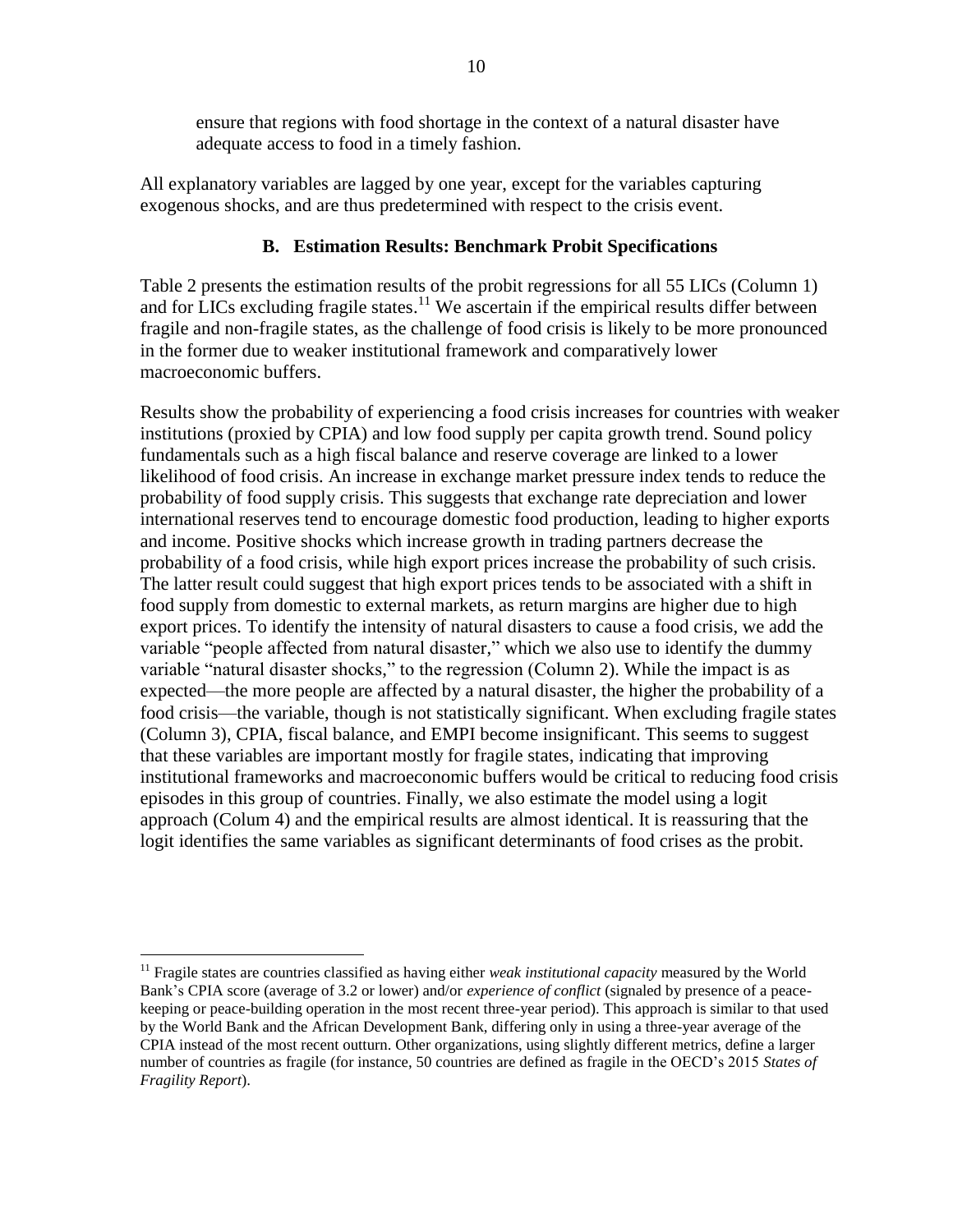ensure that regions with food shortage in the context of a natural disaster have adequate access to food in a timely fashion.

All explanatory variables are lagged by one year, except for the variables capturing exogenous shocks, and are thus predetermined with respect to the crisis event.

### B. Estimation Results: Benchmark Probit Specifications

Table 2 presents the estimation results of the probit regressions for all 55 LICs (Column 1) and for LICs excluding fragile states.[11] We ascertain if the empirical results differ between fragile and non-fragile states, as the challenge of food crisis is likely to be more pronounced in the former due to weaker institutional framework and comparatively lower macroeconomic buffers.

Results show the probability of experiencing a food crisis increases for countries with weaker institutions (proxied by CPIA) and low food supply per capita growth trend. Sound policy fundamentals such as a high fiscal balance and reserve coverage are linked to a lower likelihood of food crisis. An increase in exchange market pressure index tends to reduce the probability of food supply crisis. This suggests that exchange rate depreciation and lower international reserves tend to encourage domestic food production, leading to higher exports and income. Positive shocks which increase growth in trading partners decrease the probability of a food crisis, while high export prices increase the probability of such crisis. The latter result could suggest that high export prices tends to be associated with a shift in food supply from domestic to external markets, as return margins are higher due to high export prices. To identify the intensity of natural disasters to cause a food crisis, we add the variable "people affected from natural disaster," which we also use to identify the dummy variable "natural disaster shocks," to the regression (Column 2). While the impact is as expected—the more people are affected by a natural disaster, the higher the probability of a food crisis—the variable, though is not statistically significant. When excluding fragile states (Column 3), CPIA, fiscal balance, and EMPI become insignificant. This seems to suggest that these variables are important mostly for fragile states, indicating that improving institutional frameworks and macroeconomic buffers would be critical to reducing food crisis episodes in this group of countries. Finally, we also estimate the model using a logit approach (Colum 4) and the empirical results are almost identical. It is reassuring that the logit identifies the same variables as significant determinants of food crises as the probit.

[11] Fragile states are countries classified as having either *weak institutional capacity* measured by the World Bank's CPIA score (average of 3.2 or lower) and/or *experience of conflict* (signaled by presence of a peace-keeping or peace-building operation in the most recent three-year period). This approach is similar to that used by the World Bank and the African Development Bank, differing only in using a three-year average of the CPIA instead of the most recent outturn. Other organizations, using slightly different metrics, define a larger number of countries as fragile (for instance, 50 countries are defined as fragile in the OECD's 2015 *States of Fragility Report*).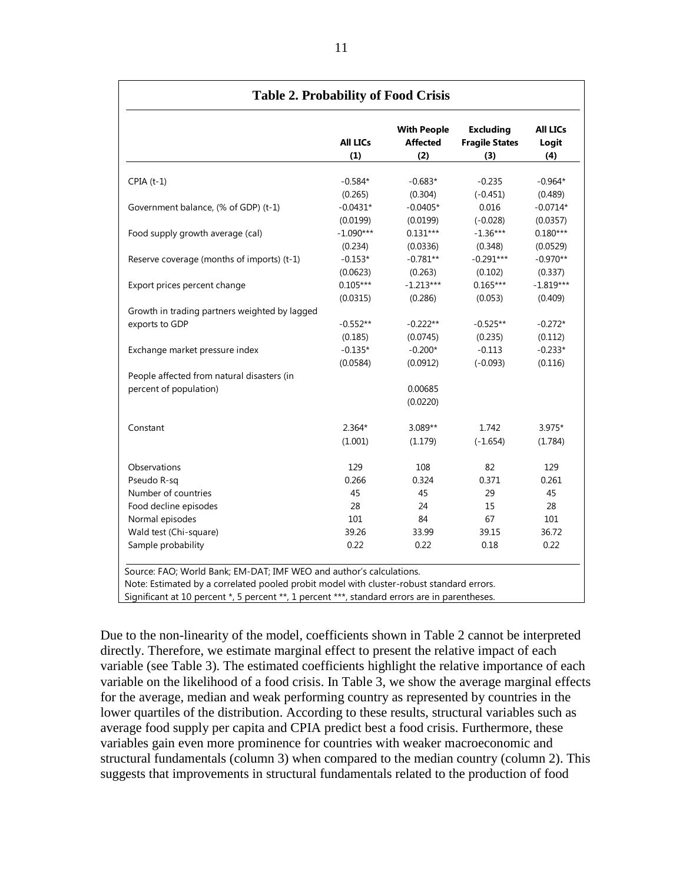**Table 2. Probability of Food Crisis**

| | All LICs<br>(1) | With People Affected<br>(2) | Excluding Fragile States<br>(3) | All LICs Logit<br>(4) |
|---|---|---|---|---|
| CPIA (t-1) | -0.584* | -0.683* | -0.235 | -0.964* |
| | (0.265) | (0.304) | (-0.451) | (0.489) |
| Government balance, (% of GDP) (t-1) | -0.0431* | -0.0405* | 0.016 | -0.0714* |
| | (0.0199) | (0.0199) | (-0.028) | (0.0357) |
| Food supply growth average (cal) | -1.090*** | 0.131*** | -1.36*** | 0.180*** |
| | (0.234) | (0.0336) | (0.348) | (0.0529) |
| Reserve coverage (months of imports) (t-1) | -0.153* | -0.781** | -0.291*** | -0.970** |
| | (0.0623) | (0.263) | (0.102) | (0.337) |
| Export prices percent change | 0.105*** | -1.213*** | 0.165*** | -1.819*** |
| | (0.0315) | (0.286) | (0.053) | (0.409) |
| Growth in trading partners weighted by lagged exports to GDP | -0.552** | -0.222** | -0.525** | -0.272* |
| | (0.185) | (0.0745) | (0.235) | (0.112) |
| Exchange market pressure index | -0.135* | -0.200* | -0.113 | -0.233* |
| | (0.0584) | (0.0912) | (-0.093) | (0.116) |
| People affected from natural disasters (in percent of population) | | 0.00685 | | |
| | | (0.0220) | | |
| Constant | 2.364* | 3.089** | 1.742 | 3.975* |
| | (1.001) | (1.179) | (-1.654) | (1.784) |
| Observations | 129 | 108 | 82 | 129 |
| Pseudo R-sq | 0.266 | 0.324 | 0.371 | 0.261 |
| Number of countries | 45 | 45 | 29 | 45 |
| Food decline episodes | 28 | 24 | 15 | 28 |
| Normal episodes | 101 | 84 | 67 | 101 |
| Wald test (Chi-square) | 39.26 | 33.99 | 39.15 | 36.72 |
| Sample probability | 0.22 | 0.22 | 0.18 | 0.22 |

Source: FAO; World Bank; EM-DAT; IMF WEO and author's calculations.
Note: Estimated by a correlated pooled probit model with cluster-robust standard errors.
Significant at 10 percent *, 5 percent **, 1 percent ***, standard errors are in parentheses.

Due to the non-linearity of the model, coefficients shown in Table 2 cannot be interpreted directly. Therefore, we estimate marginal effect to present the relative impact of each variable (see Table 3). The estimated coefficients highlight the relative importance of each variable on the likelihood of a food crisis. In Table 3, we show the average marginal effects for the average, median and weak performing country as represented by countries in the lower quartiles of the distribution. According to these results, structural variables such as average food supply per capita and CPIA predict best a food crisis. Furthermore, these variables gain even more prominence for countries with weaker macroeconomic and structural fundamentals (column 3) when compared to the median country (column 2). This suggests that improvements in structural fundamentals related to the production of food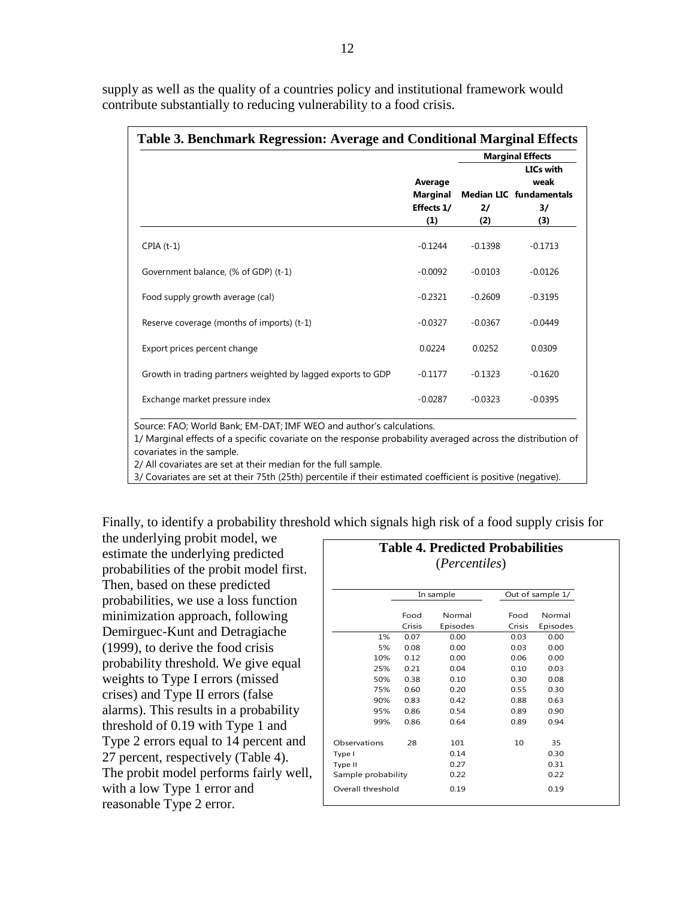supply as well as the quality of a countries policy and institutional framework would contribute substantially to reducing vulnerability to a food crisis.

**Table 3. Benchmark Regression: Average and Conditional Marginal Effects**

| | Average Marginal Effects 1/ | Marginal Effects | |
|---|---|---|---|
| | | Median LIC 2/ | LICs with weak fundamentals 3/ |
| | (1) | (2) | (3) |
| CPIA (t-1) | -0.1244 | -0.1398 | -0.1713 |
| Government balance, (% of GDP) (t-1) | -0.0092 | -0.0103 | -0.0126 |
| Food supply growth average (cal) | -0.2321 | -0.2609 | -0.3195 |
| Reserve coverage (months of imports) (t-1) | -0.0327 | -0.0367 | -0.0449 |
| Export prices percent change | 0.0224 | 0.0252 | 0.0309 |
| Growth in trading partners weighted by lagged exports to GDP | -0.1177 | -0.1323 | -0.1620 |
| Exchange market pressure index | -0.0287 | -0.0323 | -0.0395 |

Source: FAO; World Bank; EM-DAT; IMF WEO and author's calculations.
1/ Marginal effects of a specific covariate on the response probability averaged across the distribution of covariates in the sample.
2/ All covariates are set at their median for the full sample.
3/ Covariates are set at their 75th (25th) percentile if their estimated coefficient is positive (negative).

Finally, to identify a probability threshold which signals high risk of a food supply crisis for the underlying probit model, we estimate the underlying predicted probabilities of the probit model first. Then, based on these predicted probabilities, we use a loss function minimization approach, following Demirguec-Kunt and Detragiache (1999), to derive the food crisis probability threshold. We give equal weights to Type I errors (missed crises) and Type II errors (false alarms). This results in a probability threshold of 0.19 with Type 1 and Type 2 errors equal to 14 percent and 27 percent, respectively (Table 4). The probit model performs fairly well, with a low Type 1 error and reasonable Type 2 error.

**Table 4. Predicted Probabilities**
(*Percentiles*)

| | In sample | | Out of sample 1/ | |
|---|---|---|---|---|
| | Food Crisis | Normal Episodes | Food Crisis | Normal Episodes |
| 1% | 0.07 | 0.00 | 0.03 | 0.00 |
| 5% | 0.08 | 0.00 | 0.03 | 0.00 |
| 10% | 0.12 | 0.00 | 0.06 | 0.00 |
| 25% | 0.21 | 0.04 | 0.10 | 0.03 |
| 50% | 0.38 | 0.10 | 0.30 | 0.08 |
| 75% | 0.60 | 0.20 | 0.55 | 0.30 |
| 90% | 0.83 | 0.42 | 0.88 | 0.63 |
| 95% | 0.86 | 0.54 | 0.89 | 0.90 |
| 99% | 0.86 | 0.64 | 0.89 | 0.94 |
| Observations | 28 | 101 | 10 | 35 |
| Type I | | 0.14 | | 0.30 |
| Type II | | 0.27 | | 0.31 |
| Sample probability | | 0.22 | | 0.22 |
| Overall threshold | | 0.19 | | 0.19 |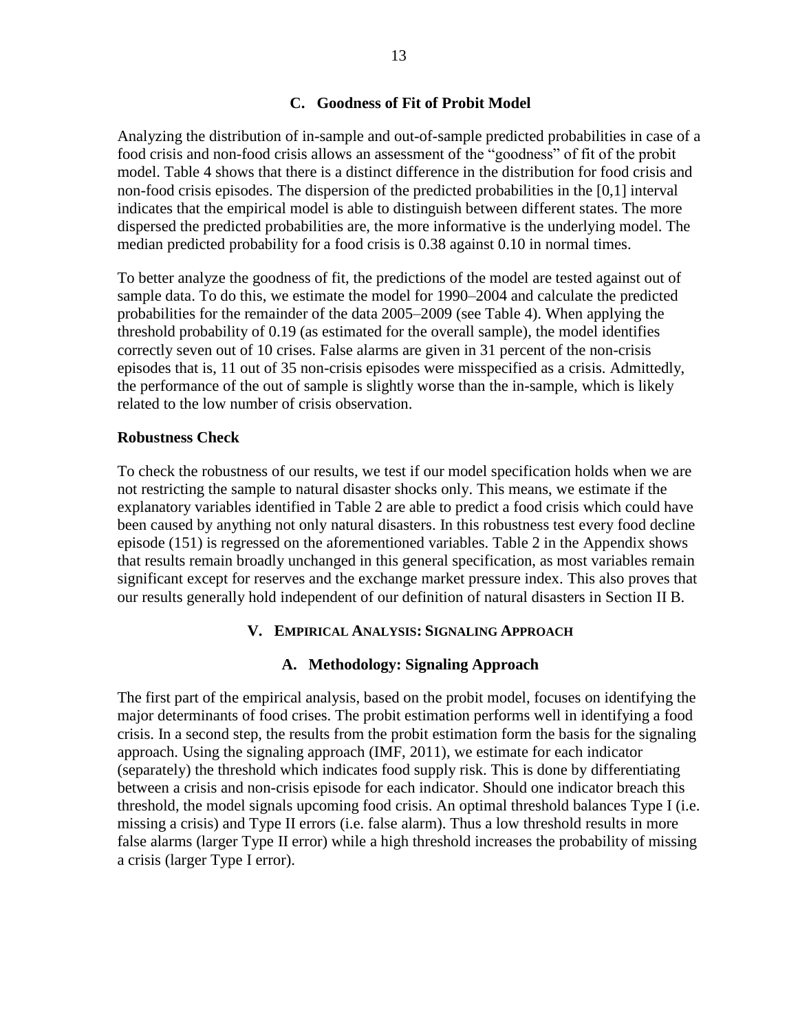### C. Goodness of Fit of Probit Model

Analyzing the distribution of in-sample and out-of-sample predicted probabilities in case of a food crisis and non-food crisis allows an assessment of the "goodness" of fit of the probit model. Table 4 shows that there is a distinct difference in the distribution for food crisis and non-food crisis episodes. The dispersion of the predicted probabilities in the [0,1] interval indicates that the empirical model is able to distinguish between different states. The more dispersed the predicted probabilities are, the more informative is the underlying model. The median predicted probability for a food crisis is 0.38 against 0.10 in normal times.

To better analyze the goodness of fit, the predictions of the model are tested against out of sample data. To do this, we estimate the model for 1990–2004 and calculate the predicted probabilities for the remainder of the data 2005–2009 (see Table 4). When applying the threshold probability of 0.19 (as estimated for the overall sample), the model identifies correctly seven out of 10 crises. False alarms are given in 31 percent of the non-crisis episodes that is, 11 out of 35 non-crisis episodes were misspecified as a crisis. Admittedly, the performance of the out of sample is slightly worse than the in-sample, which is likely related to the low number of crisis observation.

**Robustness Check**

To check the robustness of our results, we test if our model specification holds when we are not restricting the sample to natural disaster shocks only. This means, we estimate if the explanatory variables identified in Table 2 are able to predict a food crisis which could have been caused by anything not only natural disasters. In this robustness test every food decline episode (151) is regressed on the aforementioned variables. Table 2 in the Appendix shows that results remain broadly unchanged in this general specification, as most variables remain significant except for reserves and the exchange market pressure index. This also proves that our results generally hold independent of our definition of natural disasters in Section II B.

## V. Empirical Analysis: Signaling Approach

### A. Methodology: Signaling Approach

The first part of the empirical analysis, based on the probit model, focuses on identifying the major determinants of food crises. The probit estimation performs well in identifying a food crisis. In a second step, the results from the probit estimation form the basis for the signaling approach. Using the signaling approach (IMF, 2011), we estimate for each indicator (separately) the threshold which indicates food supply risk. This is done by differentiating between a crisis and non-crisis episode for each indicator. Should one indicator breach this threshold, the model signals upcoming food crisis. An optimal threshold balances Type I (i.e. missing a crisis) and Type II errors (i.e. false alarm). Thus a low threshold results in more false alarms (larger Type II error) while a high threshold increases the probability of missing a crisis (larger Type I error).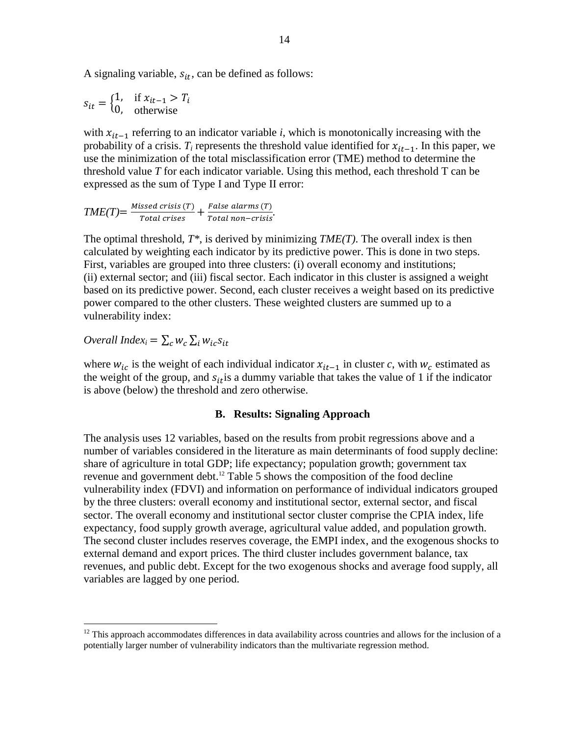A signaling variable, $s_{it}$, can be defined as follows:

$$s_{it} = \begin{cases} 1, & \text{if } x_{it-1} > T_i \\ 0, & \text{otherwise} \end{cases}$$

with $x_{it-1}$ referring to an indicator variable *i*, which is monotonically increasing with the probability of a crisis. $T_i$ represents the threshold value identified for $x_{it-1}$. In this paper, we use the minimization of the total misclassification error (TME) method to determine the threshold value *T* for each indicator variable. Using this method, each threshold T can be expressed as the sum of Type I and Type II error:

$$TME(T) = \frac{Missed\ crisis\ (T)}{Total\ crises} + \frac{False\ alarms\ (T)}{Total\ non\text{-}crisis}.$$

The optimal threshold, *T\**, is derived by minimizing *TME(T)*. The overall index is then calculated by weighting each indicator by its predictive power. This is done in two steps. First, variables are grouped into three clusters: (i) overall economy and institutions; (ii) external sector; and (iii) fiscal sector. Each indicator in this cluster is assigned a weight based on its predictive power. Second, each cluster receives a weight based on its predictive power compared to the other clusters. These weighted clusters are summed up to a vulnerability index:

$$Overall\ Index_i = \sum_c w_c \sum_i w_{ic} s_{it}$$

where $w_{ic}$ is the weight of each individual indicator $x_{it-1}$ in cluster *c*, with $w_c$ estimated as the weight of the group, and $s_{it}$ is a dummy variable that takes the value of 1 if the indicator is above (below) the threshold and zero otherwise.

### B. Results: Signaling Approach

The analysis uses 12 variables, based on the results from probit regressions above and a number of variables considered in the literature as main determinants of food supply decline: share of agriculture in total GDP; life expectancy; population growth; government tax revenue and government debt.[12] Table 5 shows the composition of the food decline vulnerability index (FDVI) and information on performance of individual indicators grouped by the three clusters: overall economy and institutional sector, external sector, and fiscal sector. The overall economy and institutional sector cluster comprise the CPIA index, life expectancy, food supply growth average, agricultural value added, and population growth. The second cluster includes reserves coverage, the EMPI index, and the exogenous shocks to external demand and export prices. The third cluster includes government balance, tax revenues, and public debt. Except for the two exogenous shocks and average food supply, all variables are lagged by one period.

[12] This approach accommodates differences in data availability across countries and allows for the inclusion of a potentially larger number of vulnerability indicators than the multivariate regression method.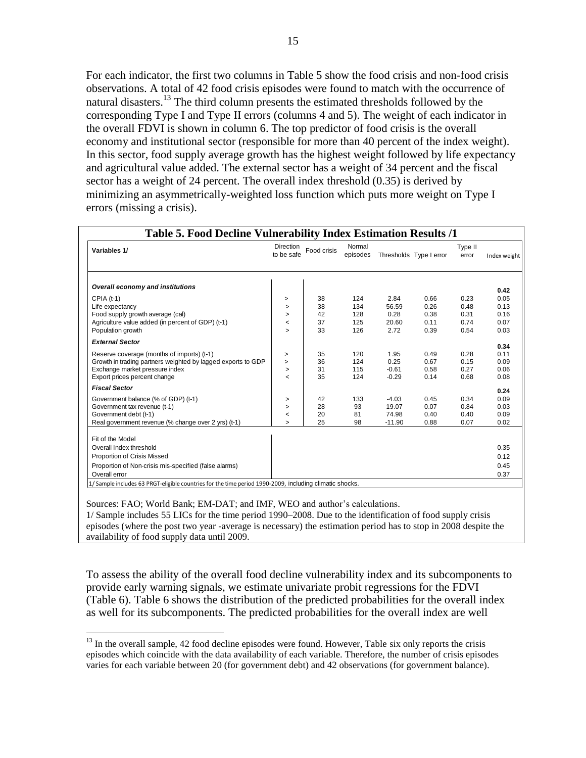For each indicator, the first two columns in Table 5 show the food crisis and non-food crisis observations. A total of 42 food crisis episodes were found to match with the occurrence of natural disasters.[13] The third column presents the estimated thresholds followed by the corresponding Type I and Type II errors (columns 4 and 5). The weight of each indicator in the overall FDVI is shown in column 6. The top predictor of food crisis is the overall economy and institutional sector (responsible for more than 40 percent of the index weight). In this sector, food supply average growth has the highest weight followed by life expectancy and agricultural value added. The external sector has a weight of 34 percent and the fiscal sector has a weight of 24 percent. The overall index threshold (0.35) is derived by minimizing an asymmetrically-weighted loss function which puts more weight on Type I errors (missing a crisis).

**Table 5. Food Decline Vulnerability Index Estimation Results /1**

| Variables 1/ | Direction to be safe | Food crisis | Normal episodes | Thresholds | Type I error | Type II error | Index weight |
|---|---|---|---|---|---|---|---|
| ***Overall economy and institutions*** | | | | | | | **0.42** |
| CPIA (t-1) | > | 38 | 124 | 2.84 | 0.66 | 0.23 | 0.05 |
| Life expectancy | > | 38 | 134 | 56.59 | 0.26 | 0.48 | 0.13 |
| Food supply growth average (cal) | > | 42 | 128 | 0.28 | 0.38 | 0.31 | 0.16 |
| Agriculture value added (in percent of GDP) (t-1) | < | 37 | 125 | 20.60 | 0.11 | 0.74 | 0.07 |
| Population growth | > | 33 | 126 | 2.72 | 0.39 | 0.54 | 0.03 |
| ***External Sector*** | | | | | | | **0.34** |
| Reserve coverage (months of imports) (t-1) | > | 35 | 120 | 1.95 | 0.49 | 0.28 | 0.11 |
| Growth in trading partners weighted by lagged exports to GDP | > | 36 | 124 | 0.25 | 0.67 | 0.15 | 0.09 |
| Exchange market pressure index | > | 31 | 115 | -0.61 | 0.58 | 0.27 | 0.06 |
| Export prices percent change | < | 35 | 124 | -0.29 | 0.14 | 0.68 | 0.08 |
| ***Fiscal Sector*** | | | | | | | **0.24** |
| Government balance (% of GDP) (t-1) | > | 42 | 133 | -4.03 | 0.45 | 0.34 | 0.09 |
| Government tax revenue (t-1) | > | 28 | 93 | 19.07 | 0.07 | 0.84 | 0.03 |
| Government debt (t-1) | < | 20 | 81 | 74.98 | 0.40 | 0.40 | 0.09 |
| Real government revenue (% change over 2 yrs) (t-1) | > | 25 | 98 | -11.90 | 0.88 | 0.07 | 0.02 |
| Fit of the Model | | | | | | | |
| Overall Index threshold | | | | | | | 0.35 |
| Proportion of Crisis Missed | | | | | | | 0.12 |
| Proportion of Non-crisis mis-specified (false alarms) | | | | | | | 0.45 |
| Overall error | | | | | | | 0.37 |

1/ Sample includes 63 PRGT-eligible countries for the time period 1990-2009, including climatic shocks.

Sources: FAO; World Bank; EM-DAT; and IMF, WEO and author's calculations.

1/ Sample includes 55 LICs for the time period 1990–2008. Due to the identification of food supply crisis episodes (where the post two year -average is necessary) the estimation period has to stop in 2008 despite the availability of food supply data until 2009.

To assess the ability of the overall food decline vulnerability index and its subcomponents to provide early warning signals, we estimate univariate probit regressions for the FDVI (Table 6). Table 6 shows the distribution of the predicted probabilities for the overall index as well for its subcomponents. The predicted probabilities for the overall index are well

[13] In the overall sample, 42 food decline episodes were found. However, Table six only reports the crisis episodes which coincide with the data availability of each variable. Therefore, the number of crisis episodes varies for each variable between 20 (for government debt) and 42 observations (for government balance).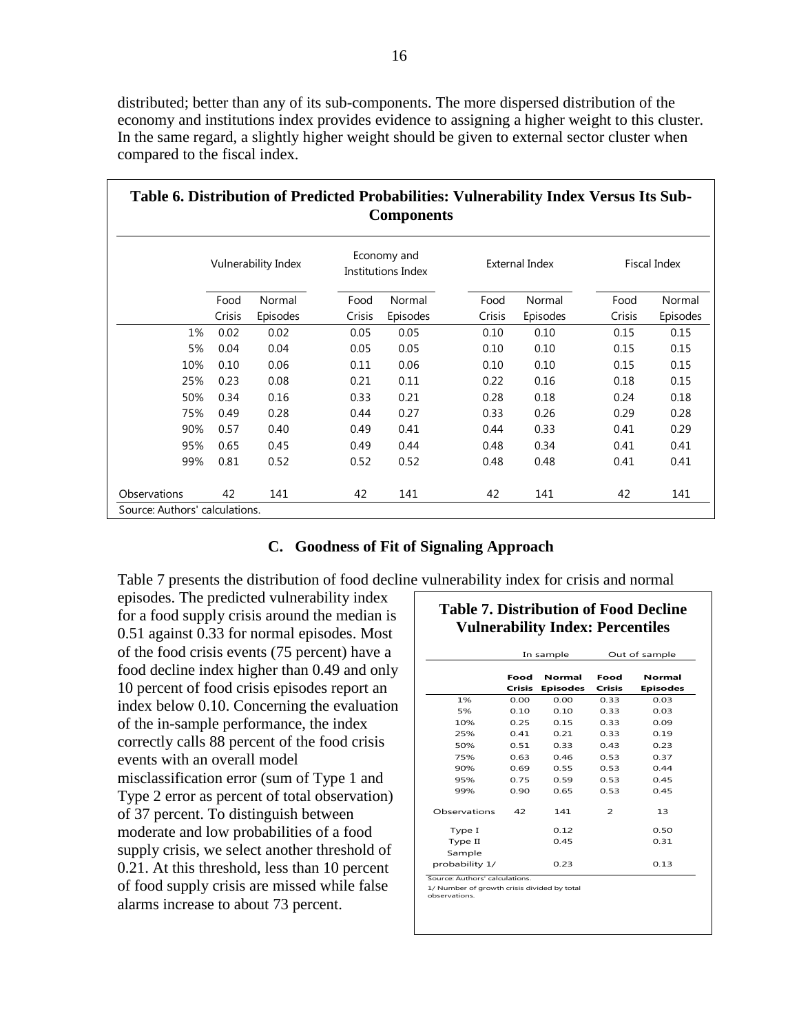distributed; better than any of its sub-components. The more dispersed distribution of the economy and institutions index provides evidence to assigning a higher weight to this cluster. In the same regard, a slightly higher weight should be given to external sector cluster when compared to the fiscal index.

**Table 6. Distribution of Predicted Probabilities: Vulnerability Index Versus Its Sub-Components**

| | Vulnerability Index | | Economy and Institutions Index | | External Index | | Fiscal Index | |
|---|---|---|---|---|---|---|---|---|
| | Food Crisis | Normal Episodes | Food Crisis | Normal Episodes | Food Crisis | Normal Episodes | Food Crisis | Normal Episodes |
| 1% | 0.02 | 0.02 | 0.05 | 0.05 | 0.10 | 0.10 | 0.15 | 0.15 |
| 5% | 0.04 | 0.04 | 0.05 | 0.05 | 0.10 | 0.10 | 0.15 | 0.15 |
| 10% | 0.10 | 0.06 | 0.11 | 0.06 | 0.10 | 0.10 | 0.15 | 0.15 |
| 25% | 0.23 | 0.08 | 0.21 | 0.11 | 0.22 | 0.16 | 0.18 | 0.15 |
| 50% | 0.34 | 0.16 | 0.33 | 0.21 | 0.28 | 0.18 | 0.24 | 0.18 |
| 75% | 0.49 | 0.28 | 0.44 | 0.27 | 0.33 | 0.26 | 0.29 | 0.28 |
| 90% | 0.57 | 0.40 | 0.49 | 0.41 | 0.44 | 0.33 | 0.41 | 0.29 |
| 95% | 0.65 | 0.45 | 0.49 | 0.44 | 0.48 | 0.34 | 0.41 | 0.41 |
| 99% | 0.81 | 0.52 | 0.52 | 0.52 | 0.48 | 0.48 | 0.41 | 0.41 |
| Observations | 42 | 141 | 42 | 141 | 42 | 141 | 42 | 141 |

Source: Authors' calculations.

## C. Goodness of Fit of Signaling Approach

Table 7 presents the distribution of food decline vulnerability index for crisis and normal episodes. The predicted vulnerability index for a food supply crisis around the median is 0.51 against 0.33 for normal episodes. Most of the food crisis events (75 percent) have a food decline index higher than 0.49 and only 10 percent of food crisis episodes report an index below 0.10. Concerning the evaluation of the in-sample performance, the index correctly calls 88 percent of the food crisis events with an overall model misclassification error (sum of Type 1 and Type 2 error as percent of total observation) of 37 percent. To distinguish between moderate and low probabilities of a food supply crisis, we select another threshold of 0.21. At this threshold, less than 10 percent of food supply crisis are missed while false alarms increase to about 73 percent.

**Table 7. Distribution of Food Decline Vulnerability Index: Percentiles**

| | In sample | | Out of sample | |
|---|---|---|---|---|
| | **Food Crisis** | **Normal Episodes** | **Food Crisis** | **Normal Episodes** |
| 1% | 0.00 | 0.00 | 0.33 | 0.03 |
| 5% | 0.10 | 0.10 | 0.33 | 0.03 |
| 10% | 0.25 | 0.15 | 0.33 | 0.09 |
| 25% | 0.41 | 0.21 | 0.33 | 0.19 |
| 50% | 0.51 | 0.33 | 0.43 | 0.23 |
| 75% | 0.63 | 0.46 | 0.53 | 0.37 |
| 90% | 0.69 | 0.55 | 0.53 | 0.44 |
| 95% | 0.75 | 0.59 | 0.53 | 0.45 |
| 99% | 0.90 | 0.65 | 0.53 | 0.45 |
| Observations | 42 | 141 | 2 | 13 |
| Type I | | 0.12 | | 0.50 |
| Type II | | 0.45 | | 0.31 |
| Sample probability 1/ | | 0.23 | | 0.13 |

Source: Authors' calculations.

1/ Number of growth crisis divided by total observations.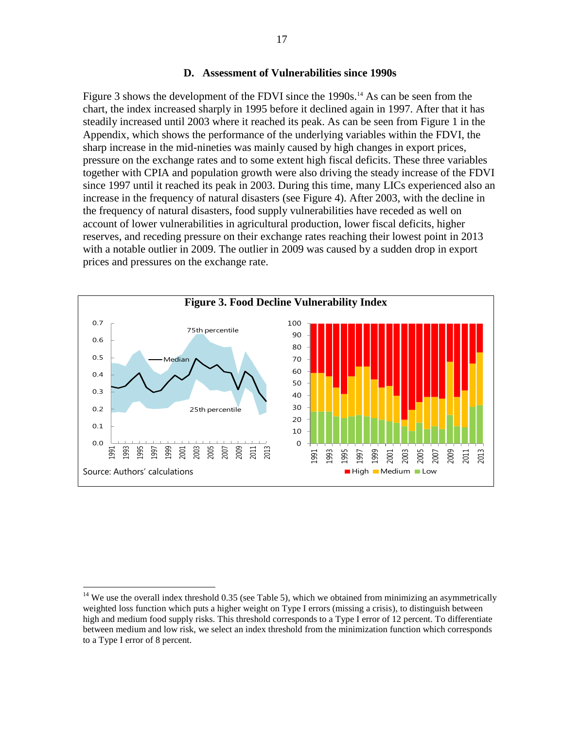### D. Assessment of Vulnerabilities since 1990s

Figure 3 shows the development of the FDVI since the 1990s.[14] As can be seen from the chart, the index increased sharply in 1995 before it declined again in 1997. After that it has steadily increased until 2003 where it reached its peak. As can be seen from Figure 1 in the Appendix, which shows the performance of the underlying variables within the FDVI, the sharp increase in the mid-nineties was mainly caused by high changes in export prices, pressure on the exchange rates and to some extent high fiscal deficits. These three variables together with CPIA and population growth were also driving the steady increase of the FDVI since 1997 until it reached its peak in 2003. During this time, many LICs experienced also an increase in the frequency of natural disasters (see Figure 4). After 2003, with the decline in the frequency of natural disasters, food supply vulnerabilities have receded as well on account of lower vulnerabilities in agricultural production, lower fiscal deficits, higher reserves, and receding pressure on their exchange rates reaching their lowest point in 2013 with a notable outlier in 2009. The outlier in 2009 was caused by a sudden drop in export prices and pressures on the exchange rate.

**Figure 3. Food Decline Vulnerability Index**

Source: Authors' calculations

[14] We use the overall index threshold 0.35 (see Table 5), which we obtained from minimizing an asymmetrically weighted loss function which puts a higher weight on Type I errors (missing a crisis), to distinguish between high and medium food supply risks. This threshold corresponds to a Type I error of 12 percent. To differentiate between medium and low risk, we select an index threshold from the minimization function which corresponds to a Type I error of 8 percent.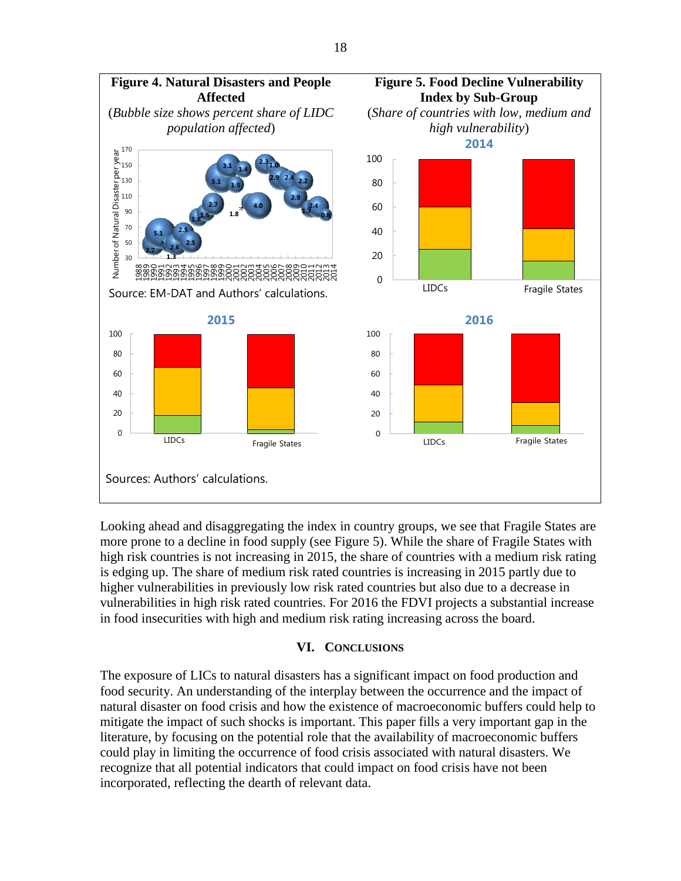**Figure 4. Natural Disasters and People Affected**

(*Bubble size shows percent share of LIDC population affected*)

Source: EM-DAT and Authors' calculations.

**Figure 5. Food Decline Vulnerability Index by Sub-Group**

(*Share of countries with low, medium and high vulnerability*)

Sources: Authors' calculations.

Looking ahead and disaggregating the index in country groups, we see that Fragile States are more prone to a decline in food supply (see Figure 5). While the share of Fragile States with high risk countries is not increasing in 2015, the share of countries with a medium risk rating is edging up. The share of medium risk rated countries is increasing in 2015 partly due to higher vulnerabilities in previously low risk rated countries but also due to a decrease in vulnerabilities in high risk rated countries. For 2016 the FDVI projects a substantial increase in food insecurities with high and medium risk rating increasing across the board.

## VI. Conclusions

The exposure of LICs to natural disasters has a significant impact on food production and food security. An understanding of the interplay between the occurrence and the impact of natural disaster on food crisis and how the existence of macroeconomic buffers could help to mitigate the impact of such shocks is important. This paper fills a very important gap in the literature, by focusing on the potential role that the availability of macroeconomic buffers could play in limiting the occurrence of food crisis associated with natural disasters. We recognize that all potential indicators that could impact on food crisis have not been incorporated, reflecting the dearth of relevant data.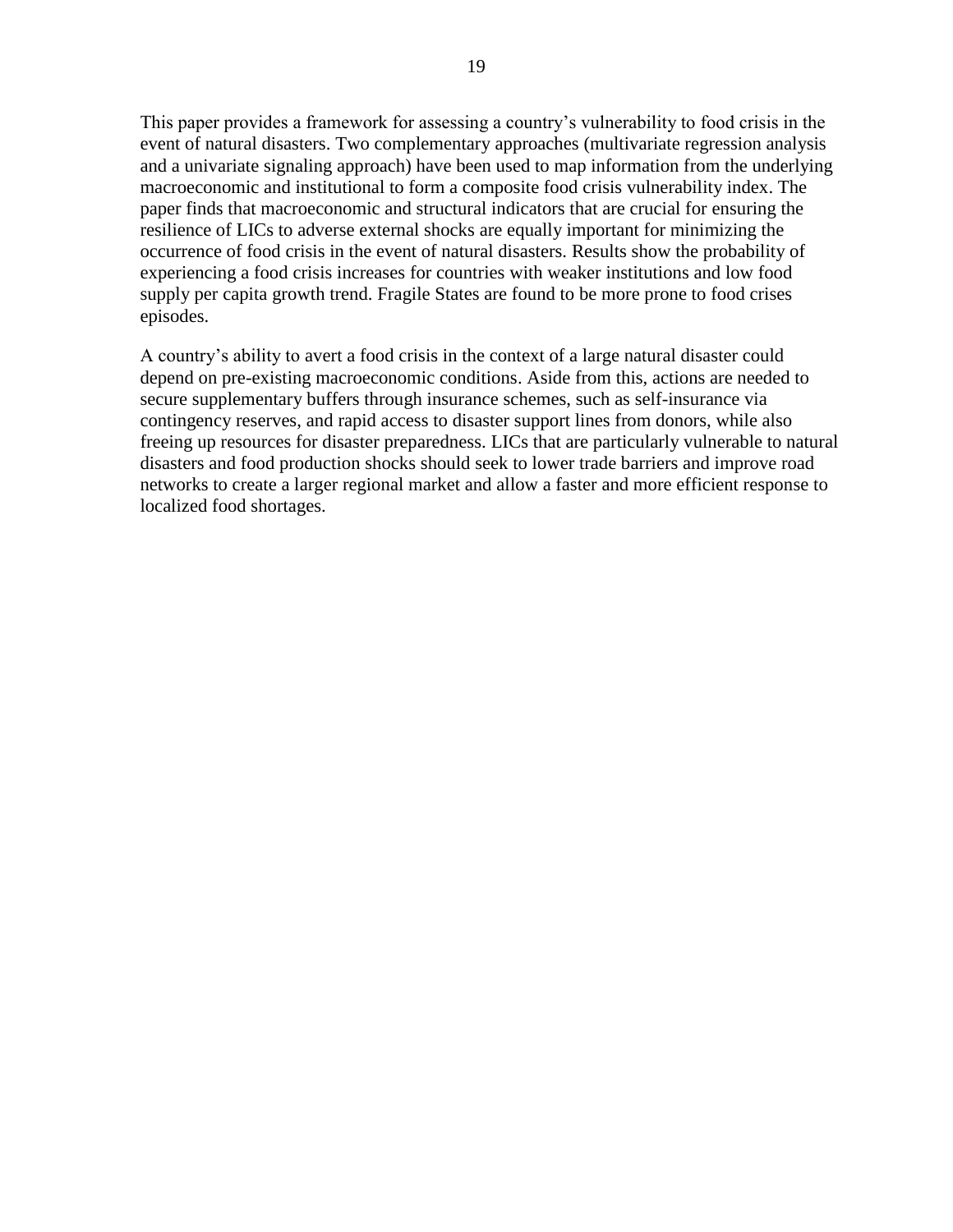This paper provides a framework for assessing a country's vulnerability to food crisis in the event of natural disasters. Two complementary approaches (multivariate regression analysis and a univariate signaling approach) have been used to map information from the underlying macroeconomic and institutional to form a composite food crisis vulnerability index. The paper finds that macroeconomic and structural indicators that are crucial for ensuring the resilience of LICs to adverse external shocks are equally important for minimizing the occurrence of food crisis in the event of natural disasters. Results show the probability of experiencing a food crisis increases for countries with weaker institutions and low food supply per capita growth trend. Fragile States are found to be more prone to food crises episodes.

A country's ability to avert a food crisis in the context of a large natural disaster could depend on pre-existing macroeconomic conditions. Aside from this, actions are needed to secure supplementary buffers through insurance schemes, such as self-insurance via contingency reserves, and rapid access to disaster support lines from donors, while also freeing up resources for disaster preparedness. LICs that are particularly vulnerable to natural disasters and food production shocks should seek to lower trade barriers and improve road networks to create a larger regional market and allow a faster and more efficient response to localized food shortages.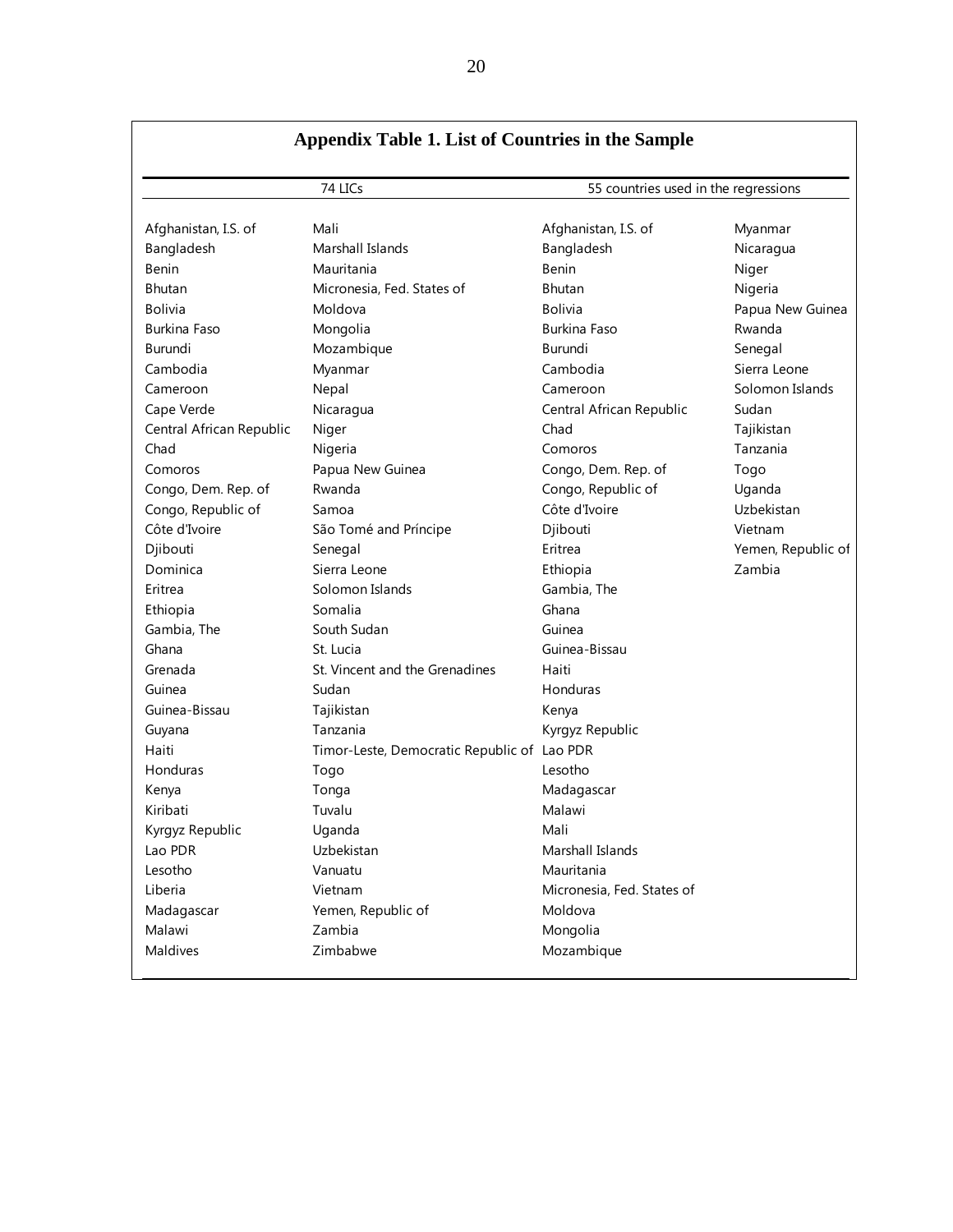## Appendix Table 1. List of Countries in the Sample

| 74 LICs | | 55 countries used in the regressions | |
|---|---|---|---|
| Afghanistan, I.S. of | Mali | Afghanistan, I.S. of | Myanmar |
| Bangladesh | Marshall Islands | Bangladesh | Nicaragua |
| Benin | Mauritania | Benin | Niger |
| Bhutan | Micronesia, Fed. States of | Bhutan | Nigeria |
| Bolivia | Moldova | Bolivia | Papua New Guinea |
| Burkina Faso | Mongolia | Burkina Faso | Rwanda |
| Burundi | Mozambique | Burundi | Senegal |
| Cambodia | Myanmar | Cambodia | Sierra Leone |
| Cameroon | Nepal | Cameroon | Solomon Islands |
| Cape Verde | Nicaragua | Central African Republic | Sudan |
| Central African Republic | Niger | Chad | Tajikistan |
| Chad | Nigeria | Comoros | Tanzania |
| Comoros | Papua New Guinea | Congo, Dem. Rep. of | Togo |
| Congo, Dem. Rep. of | Rwanda | Congo, Republic of | Uganda |
| Congo, Republic of | Samoa | Côte d'Ivoire | Uzbekistan |
| Côte d'Ivoire | São Tomé and Príncipe | Djibouti | Vietnam |
| Djibouti | Senegal | Eritrea | Yemen, Republic of |
| Dominica | Sierra Leone | Ethiopia | Zambia |
| Eritrea | Solomon Islands | Gambia, The | |
| Ethiopia | Somalia | Ghana | |
| Gambia, The | South Sudan | Guinea | |
| Ghana | St. Lucia | Guinea-Bissau | |
| Grenada | St. Vincent and the Grenadines | Haiti | |
| Guinea | Sudan | Honduras | |
| Guinea-Bissau | Tajikistan | Kenya | |
| Guyana | Tanzania | Kyrgyz Republic | |
| Haiti | Timor-Leste, Democratic Republic of | Lao PDR | |
| Honduras | Togo | Lesotho | |
| Kenya | Tonga | Madagascar | |
| Kiribati | Tuvalu | Malawi | |
| Kyrgyz Republic | Uganda | Mali | |
| Lao PDR | Uzbekistan | Marshall Islands | |
| Lesotho | Vanuatu | Mauritania | |
| Liberia | Vietnam | Micronesia, Fed. States of | |
| Madagascar | Yemen, Republic of | Moldova | |
| Malawi | Zambia | Mongolia | |
| Maldives | Zimbabwe | Mozambique | |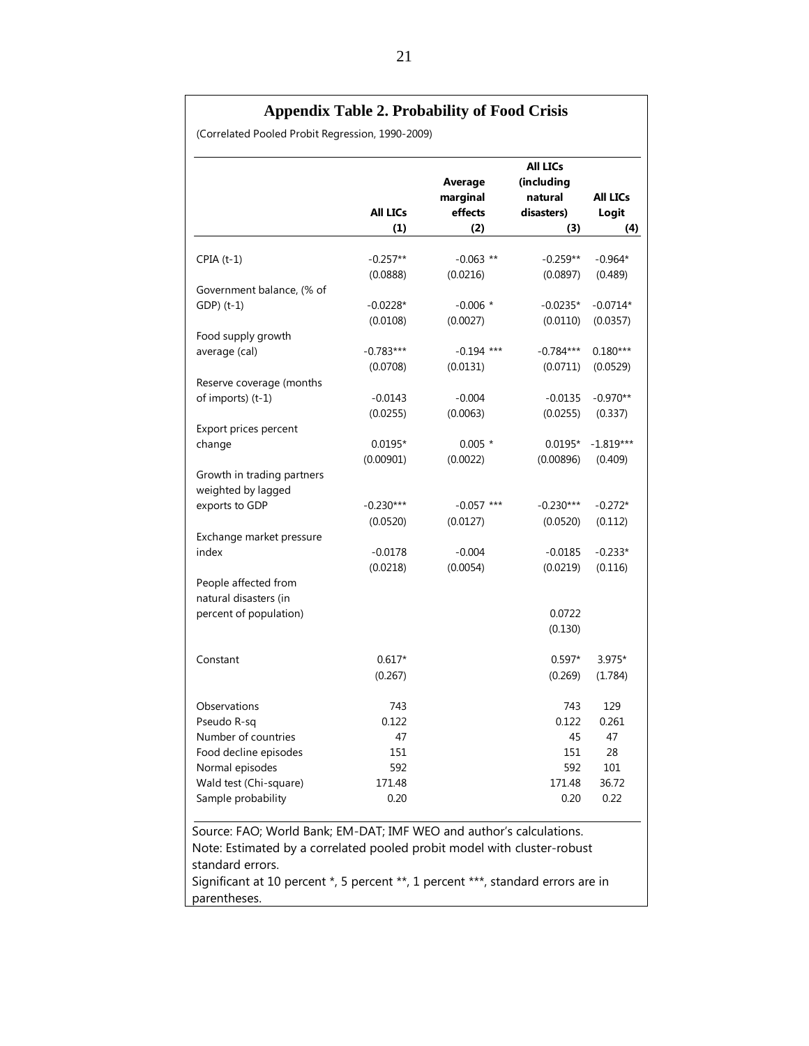## Appendix Table 2. Probability of Food Crisis

(Correlated Pooled Probit Regression, 1990-2009)

| | All LICs (1) | Average marginal effects (2) | All LICs (including natural disasters) (3) | All LICs Logit (4) |
|---|---|---|---|---|
| CPIA (t-1) | -0.257** | -0.063 ** | -0.259** | -0.964* |
| | (0.0888) | (0.0216) | (0.0897) | (0.489) |
| Government balance, (% of GDP) (t-1) | -0.0228* | -0.006 * | -0.0235* | -0.0714* |
| | (0.0108) | (0.0027) | (0.0110) | (0.0357) |
| Food supply growth average (cal) | -0.783*** | -0.194 *** | -0.784*** | 0.180*** |
| | (0.0708) | (0.0131) | (0.0711) | (0.0529) |
| Reserve coverage (months of imports) (t-1) | -0.0143 | -0.004 | -0.0135 | -0.970** |
| | (0.0255) | (0.0063) | (0.0255) | (0.337) |
| Export prices percent change | 0.0195* | 0.005 * | 0.0195* | -1.819*** |
| | (0.00901) | (0.0022) | (0.00896) | (0.409) |
| Growth in trading partners weighted by lagged exports to GDP | -0.230*** | -0.057 *** | -0.230*** | -0.272* |
| | (0.0520) | (0.0127) | (0.0520) | (0.112) |
| Exchange market pressure index | -0.0178 | -0.004 | -0.0185 | -0.233* |
| | (0.0218) | (0.0054) | (0.0219) | (0.116) |
| People affected from natural disasters (in percent of population) | | | 0.0722 | |
| | | | (0.130) | |
| Constant | 0.617* | | 0.597* | 3.975* |
| | (0.267) | | (0.269) | (1.784) |
| Observations | 743 | | 743 | 129 |
| Pseudo R-sq | 0.122 | | 0.122 | 0.261 |
| Number of countries | 47 | | 45 | 47 |
| Food decline episodes | 151 | | 151 | 28 |
| Normal episodes | 592 | | 592 | 101 |
| Wald test (Chi-square) | 171.48 | | 171.48 | 36.72 |
| Sample probability | 0.20 | | 0.20 | 0.22 |

Source: FAO; World Bank; EM-DAT; IMF WEO and author's calculations.
Note: Estimated by a correlated pooled probit model with cluster-robust standard errors.
Significant at 10 percent *, 5 percent **, 1 percent ***, standard errors are in parentheses.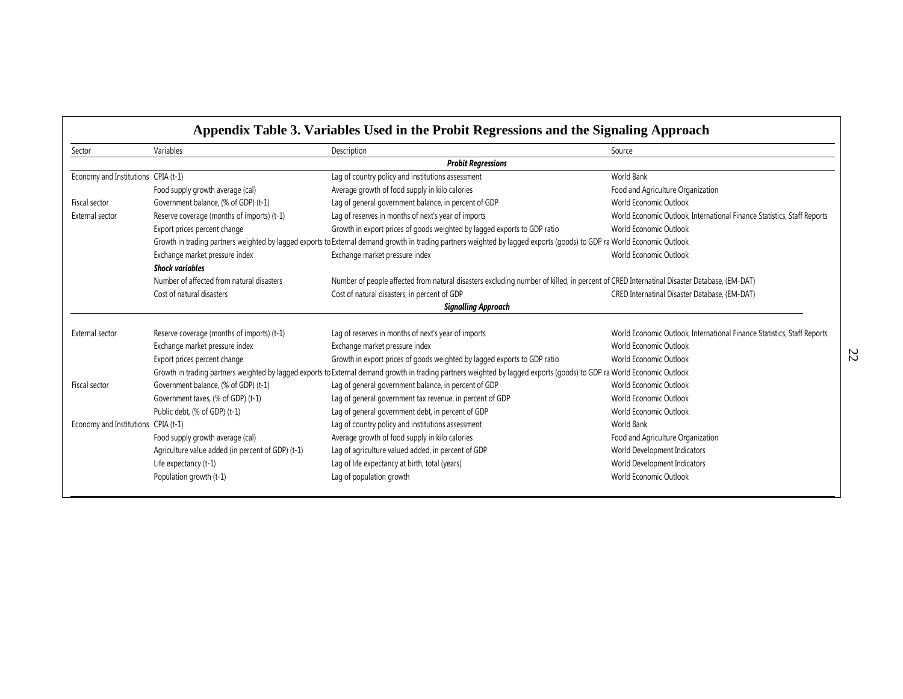# Appendix Table 3. Variables Used in the Probit Regressions and the Signaling Approach

| Sector | Variables | Description | Source |
|---|---|---|---|
| | | ***Probit Regressions*** | |
| Economy and Institutions | CPIA (t-1) | Lag of country policy and institutions assessment | World Bank |
| | Food supply growth average (cal) | Average growth of food supply in kilo calories | Food and Agriculture Organization |
| Fiscal sector | Government balance, (% of GDP) (t-1) | Lag of general government balance, in percent of GDP | World Economic Outlook |
| External sector | Reserve coverage (months of imports) (t-1) | Lag of reserves in months of next's year of imports | World Economic Outlook, International Finance Statistics, Staff Reports |
| | Export prices percent change | Growth in export prices of goods weighted by lagged exports to GDP ratio | World Economic Outlook |
| | Growth in trading partners weighted by lagged exports to | External demand growth in trading partners weighted by lagged exports (goods) to GDP ra | World Economic Outlook |
| | Exchange market pressure index | Exchange market pressure index | World Economic Outlook |
| | ***Shock variables*** | | |
| | Number of affected from natural disasters | Number of people affected from natural disasters excluding number of killed, in percent of | CRED Internatinal Disaster Database, (EM-DAT) |
| | Cost of natural disasters | Cost of natural disasters, in percent of GDP | CRED Internatinal Disaster Database, (EM-DAT) |
| | | ***Signalling Approach*** | |
| External sector | Reserve coverage (months of imports) (t-1) | Lag of reserves in months of next's year of imports | World Economic Outlook, International Finance Statistics, Staff Reports |
| | Exchange market pressure index | Exchange market pressure index | World Economic Outlook |
| | Export prices percent change | Growth in export prices of goods weighted by lagged exports to GDP ratio | World Economic Outlook |
| | Growth in trading partners weighted by lagged exports to | External demand growth in trading partners weighted by lagged exports (goods) to GDP ra | World Economic Outlook |
| Fiscal sector | Government balance, (% of GDP) (t-1) | Lag of general government balance, in percent of GDP | World Economic Outlook |
| | Government taxes, (% of GDP) (t-1) | Lag of general government tax revenue, in percent of GDP | World Economic Outlook |
| | Public debt, (% of GDP) (t-1) | Lag of general government debt, in percent of GDP | World Economic Outlook |
| Economy and Institutions | CPIA (t-1) | Lag of country policy and institutions assessment | World Bank |
| | Food supply growth average (cal) | Average growth of food supply in kilo calories | Food and Agriculture Organization |
| | Agriculture value added (in percent of GDP) (t-1) | Lag of agriculture valued added, in percent of GDP | World Development Indicators |
| | Life expectancy (t-1) | Lag of life expectancy at birth, total (years) | World Development Indicators |
| | Population growth (t-1) | Lag of population growth | World Economic Outlook |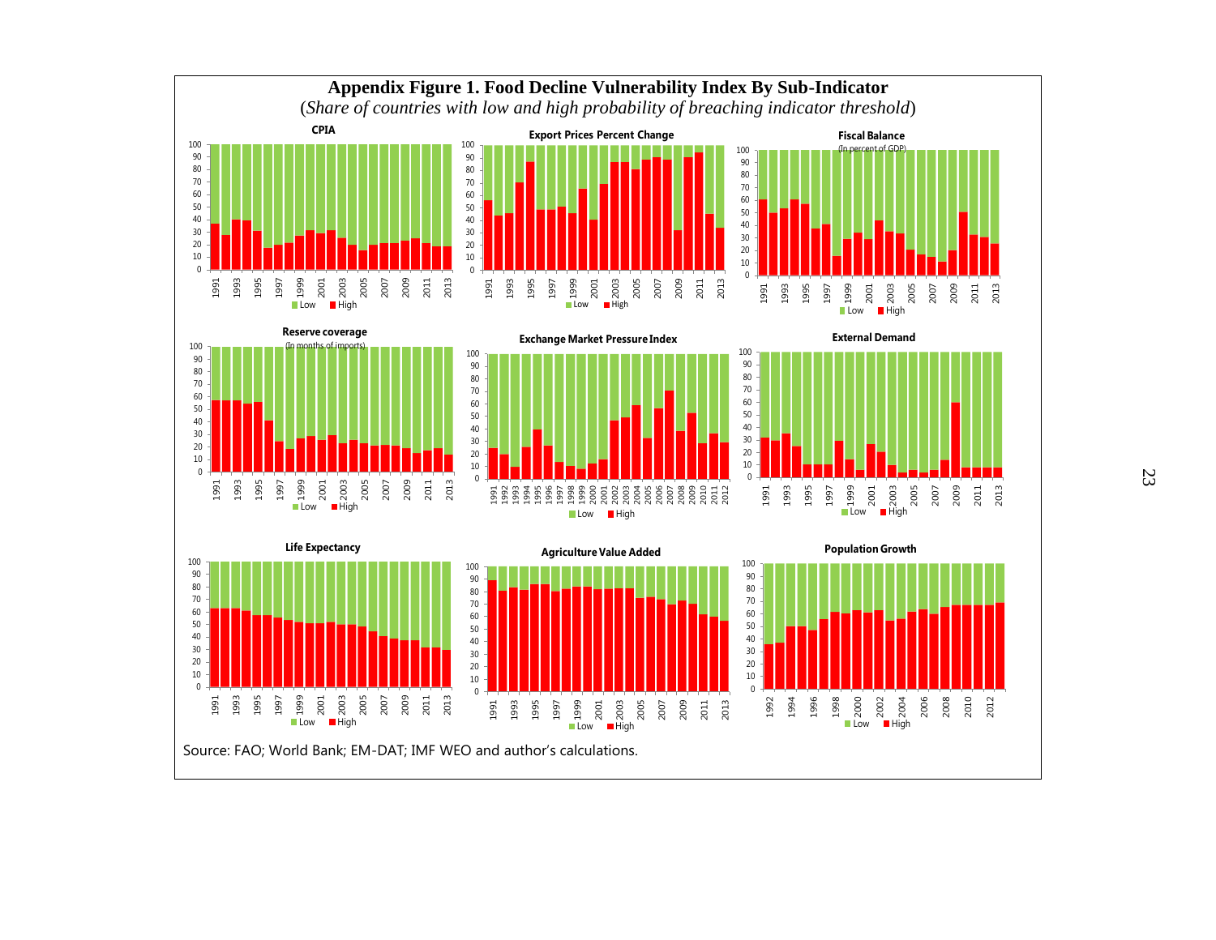**Appendix Figure 1. Food Decline Vulnerability Index By Sub-Indicator**

(*Share of countries with low and high probability of breaching indicator threshold*)

Source: FAO; World Bank; EM-DAT; IMF WEO and author's calculations.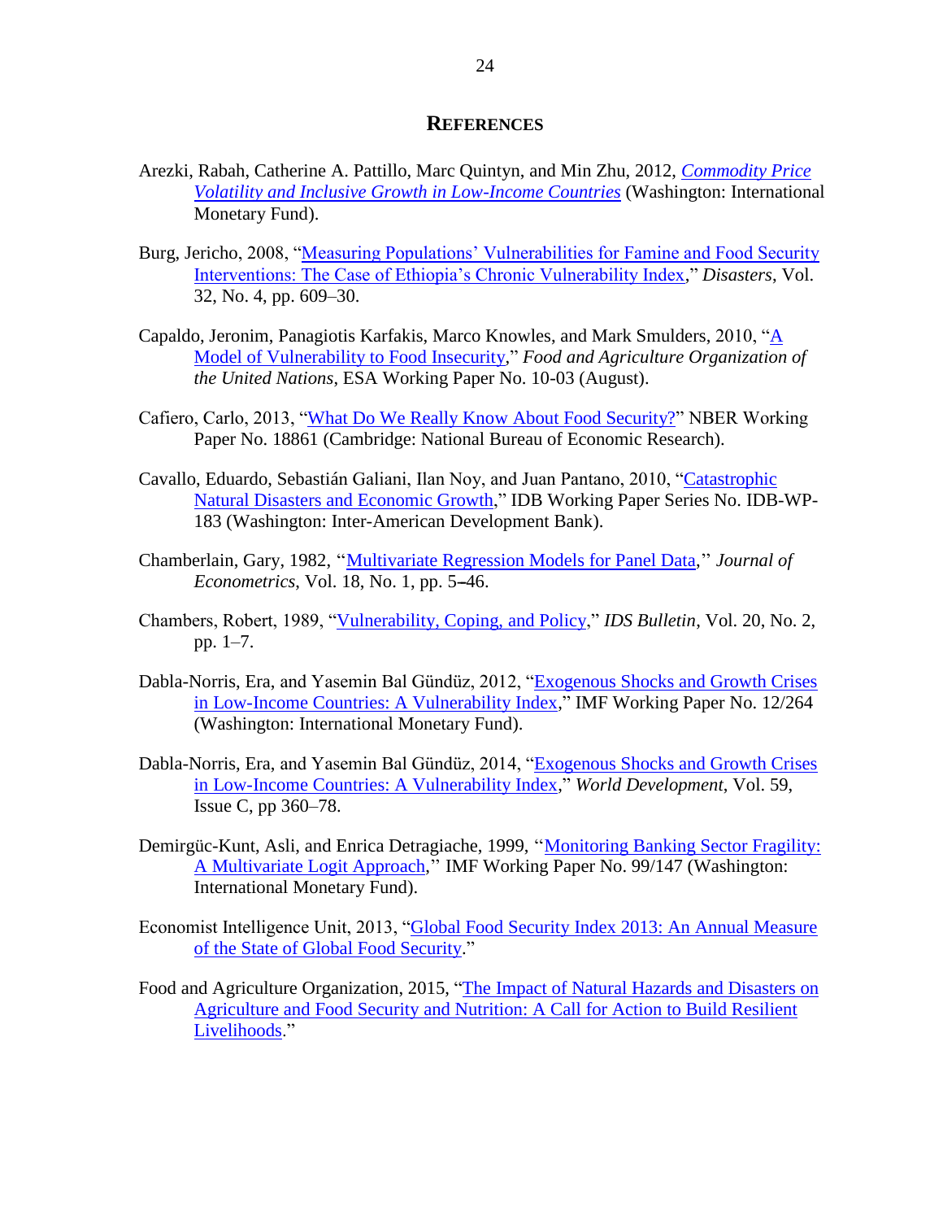# References

Arezki, Rabah, Catherine A. Pattillo, Marc Quintyn, and Min Zhu, 2012, *Commodity Price Volatility and Inclusive Growth in Low-Income Countries* (Washington: International Monetary Fund).

Burg, Jericho, 2008, "Measuring Populations' Vulnerabilities for Famine and Food Security Interventions: The Case of Ethiopia's Chronic Vulnerability Index," *Disasters*, Vol. 32, No. 4, pp. 609–30.

Capaldo, Jeronim, Panagiotis Karfakis, Marco Knowles, and Mark Smulders, 2010, "A Model of Vulnerability to Food Insecurity," *Food and Agriculture Organization of the United Nations*, ESA Working Paper No. 10-03 (August).

Cafiero, Carlo, 2013, "What Do We Really Know About Food Security?" NBER Working Paper No. 18861 (Cambridge: National Bureau of Economic Research).

Cavallo, Eduardo, Sebastián Galiani, Ilan Noy, and Juan Pantano, 2010, "Catastrophic Natural Disasters and Economic Growth," IDB Working Paper Series No. IDB-WP-183 (Washington: Inter-American Development Bank).

Chamberlain, Gary, 1982, "Multivariate Regression Models for Panel Data," *Journal of Econometrics*, Vol. 18, No. 1, pp. 5–46.

Chambers, Robert, 1989, "Vulnerability, Coping, and Policy," *IDS Bulletin*, Vol. 20, No. 2, pp. 1–7.

Dabla-Norris, Era, and Yasemin Bal Gündüz, 2012, "Exogenous Shocks and Growth Crises in Low-Income Countries: A Vulnerability Index," IMF Working Paper No. 12/264 (Washington: International Monetary Fund).

Dabla-Norris, Era, and Yasemin Bal Gündüz, 2014, "Exogenous Shocks and Growth Crises in Low-Income Countries: A Vulnerability Index," *World Development*, Vol. 59, Issue C, pp 360–78.

Demirgüc-Kunt, Asli, and Enrica Detragiache, 1999, "Monitoring Banking Sector Fragility: A Multivariate Logit Approach," IMF Working Paper No. 99/147 (Washington: International Monetary Fund).

Economist Intelligence Unit, 2013, "Global Food Security Index 2013: An Annual Measure of the State of Global Food Security."

Food and Agriculture Organization, 2015, "The Impact of Natural Hazards and Disasters on Agriculture and Food Security and Nutrition: A Call for Action to Build Resilient Livelihoods."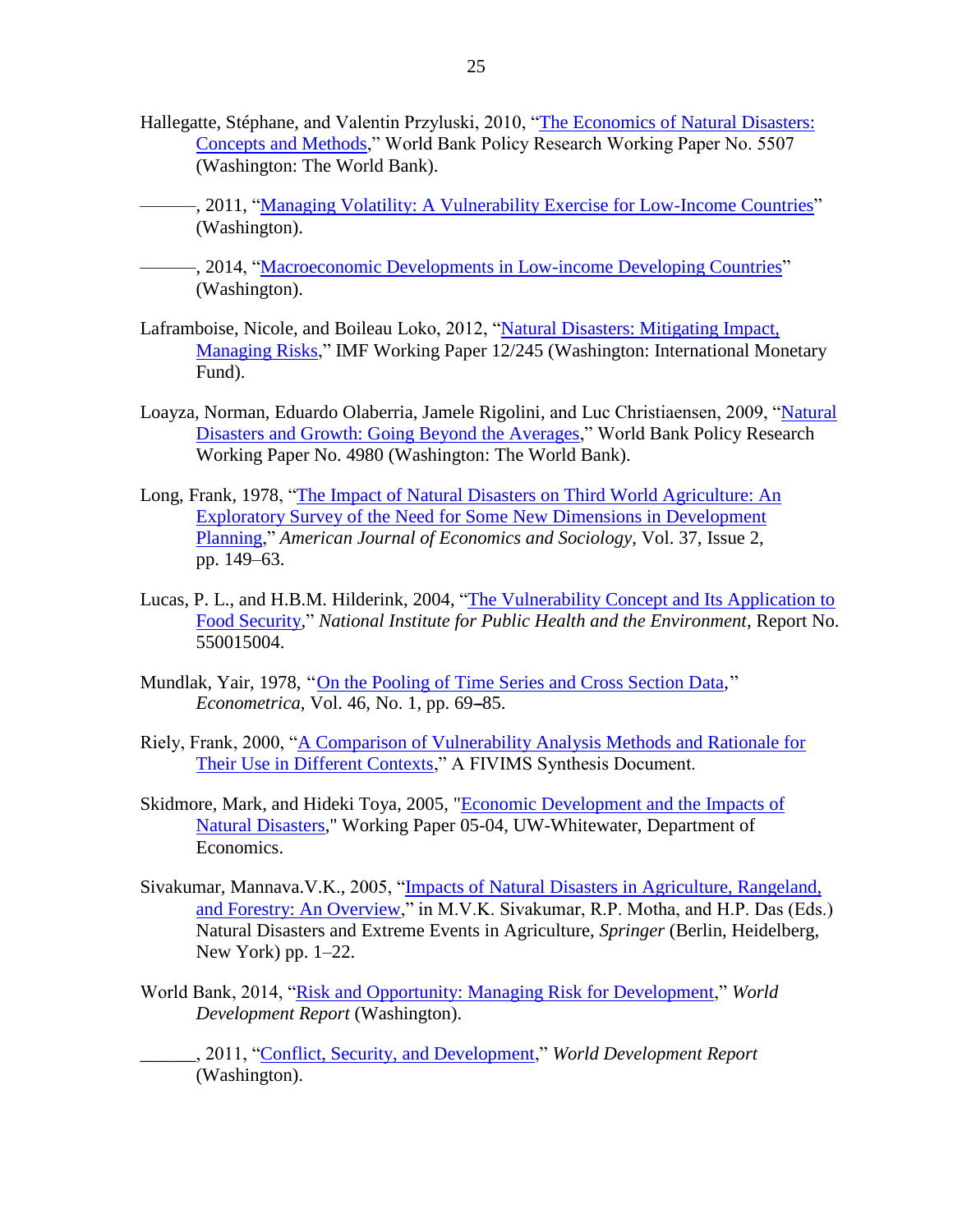Hallegatte, Stéphane, and Valentin Przyluski, 2010, "The Economics of Natural Disasters: Concepts and Methods," World Bank Policy Research Working Paper No. 5507 (Washington: The World Bank).

———, 2011, "Managing Volatility: A Vulnerability Exercise for Low-Income Countries" (Washington).

———, 2014, "Macroeconomic Developments in Low-income Developing Countries" (Washington).

Laframboise, Nicole, and Boileau Loko, 2012, "Natural Disasters: Mitigating Impact, Managing Risks," IMF Working Paper 12/245 (Washington: International Monetary Fund).

Loayza, Norman, Eduardo Olaberria, Jamele Rigolini, and Luc Christiaensen, 2009, "Natural Disasters and Growth: Going Beyond the Averages," World Bank Policy Research Working Paper No. 4980 (Washington: The World Bank).

Long, Frank, 1978, "The Impact of Natural Disasters on Third World Agriculture: An Exploratory Survey of the Need for Some New Dimensions in Development Planning," *American Journal of Economics and Sociology*, Vol. 37, Issue 2, pp. 149–63.

Lucas, P. L., and H.B.M. Hilderink, 2004, "The Vulnerability Concept and Its Application to Food Security," *National Institute for Public Health and the Environment*, Report No. 550015004.

Mundlak, Yair, 1978, "On the Pooling of Time Series and Cross Section Data," *Econometrica*, Vol. 46, No. 1, pp. 69–85.

Riely, Frank, 2000, "A Comparison of Vulnerability Analysis Methods and Rationale for Their Use in Different Contexts," A FIVIMS Synthesis Document.

Skidmore, Mark, and Hideki Toya, 2005, "Economic Development and the Impacts of Natural Disasters," Working Paper 05-04, UW-Whitewater, Department of Economics.

Sivakumar, Mannava.V.K., 2005, "Impacts of Natural Disasters in Agriculture, Rangeland, and Forestry: An Overview," in M.V.K. Sivakumar, R.P. Motha, and H.P. Das (Eds.) Natural Disasters and Extreme Events in Agriculture, *Springer* (Berlin, Heidelberg, New York) pp. 1–22.

World Bank, 2014, "Risk and Opportunity: Managing Risk for Development," *World Development Report* (Washington).

______, 2011, "Conflict, Security, and Development," *World Development Report* (Washington).